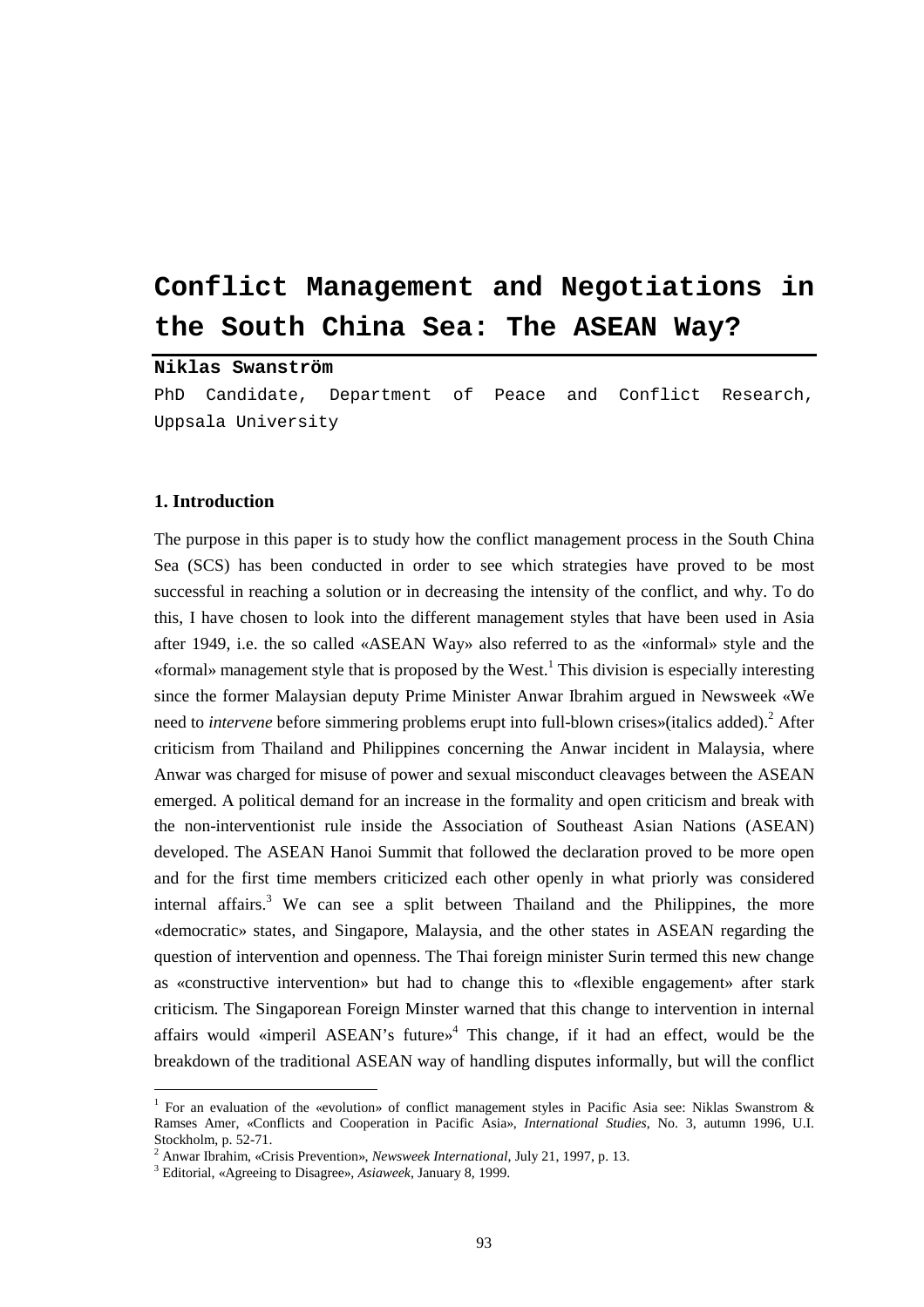# Conflict Management and Negotiations in the South China Sea: The ASEAN Way?

**Niklas Swanström**

PhD Candidate, Department of Peace and Conflict Research, Uppsala University

## 1. Introduction

The purpose in this paper is to study how the conflict management process in the South China Sea (SCS) has been conducted in order to see which strategies have proved to be most successful in reaching a solution or in decreasing the intensity of the conflict, and why. To do this, I have chosen to look into the different management styles that have been used in Asia after 1949, i.e. the so called «ASEAN Way» also referred to as the «informal» style and the «formal» management style that is proposed by the West.[1] This division is especially interesting since the former Malaysian deputy Prime Minister Anwar Ibrahim argued in Newsweek «We need to *intervene* before simmering problems erupt into full-blown crises»(italics added).[2] After criticism from Thailand and Philippines concerning the Anwar incident in Malaysia, where Anwar was charged for misuse of power and sexual misconduct cleavages between the ASEAN emerged. A political demand for an increase in the formality and open criticism and break with the non-interventionist rule inside the Association of Southeast Asian Nations (ASEAN) developed. The ASEAN Hanoi Summit that followed the declaration proved to be more open and for the first time members criticized each other openly in what priorly was considered internal affairs.[3] We can see a split between Thailand and the Philippines, the more «democratic» states, and Singapore, Malaysia, and the other states in ASEAN regarding the question of intervention and openness. The Thai foreign minister Surin termed this new change as «constructive intervention» but had to change this to «flexible engagement» after stark criticism. The Singaporean Foreign Minster warned that this change to intervention in internal affairs would «imperil ASEAN's future»[4] This change, if it had an effect, would be the breakdown of the traditional ASEAN way of handling disputes informally, but will the conflict

[1] For an evaluation of the «evolution» of conflict management styles in Pacific Asia see: Niklas Swanstrom & Ramses Amer, «Conflicts and Cooperation in Pacific Asia», *International Studies*, No. 3, autumn 1996, U.I. Stockholm, p. 52-71.

[2] Anwar Ibrahim, «Crisis Prevention», *Newsweek International*, July 21, 1997, p. 13.

[3] Editorial, «Agreeing to Disagree», *Asiaweek*, January 8, 1999.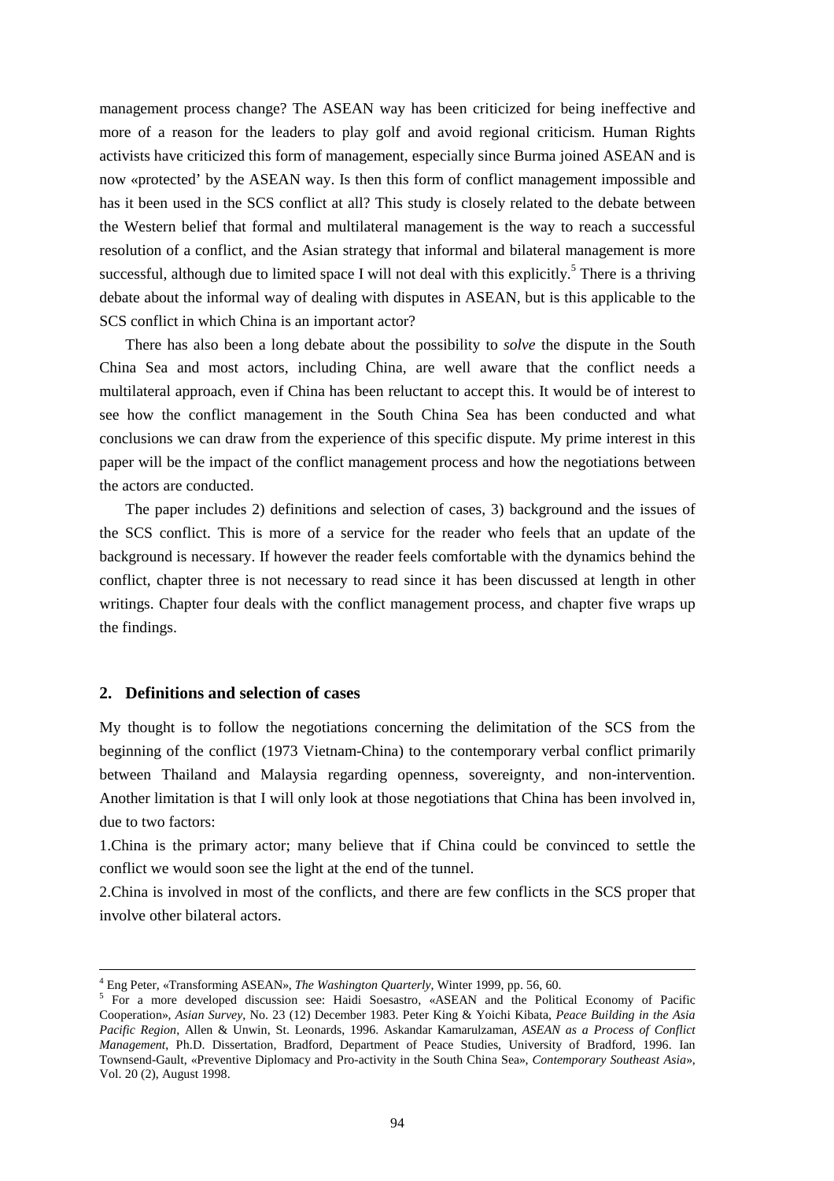management process change? The ASEAN way has been criticized for being ineffective and more of a reason for the leaders to play golf and avoid regional criticism. Human Rights activists have criticized this form of management, especially since Burma joined ASEAN and is now «protected' by the ASEAN way. Is then this form of conflict management impossible and has it been used in the SCS conflict at all? This study is closely related to the debate between the Western belief that formal and multilateral management is the way to reach a successful resolution of a conflict, and the Asian strategy that informal and bilateral management is more successful, although due to limited space I will not deal with this explicitly.[5] There is a thriving debate about the informal way of dealing with disputes in ASEAN, but is this applicable to the SCS conflict in which China is an important actor?

There has also been a long debate about the possibility to *solve* the dispute in the South China Sea and most actors, including China, are well aware that the conflict needs a multilateral approach, even if China has been reluctant to accept this. It would be of interest to see how the conflict management in the South China Sea has been conducted and what conclusions we can draw from the experience of this specific dispute. My prime interest in this paper will be the impact of the conflict management process and how the negotiations between the actors are conducted.

The paper includes 2) definitions and selection of cases, 3) background and the issues of the SCS conflict. This is more of a service for the reader who feels that an update of the background is necessary. If however the reader feels comfortable with the dynamics behind the conflict, chapter three is not necessary to read since it has been discussed at length in other writings. Chapter four deals with the conflict management process, and chapter five wraps up the findings.

## 2. Definitions and selection of cases

My thought is to follow the negotiations concerning the delimitation of the SCS from the beginning of the conflict (1973 Vietnam-China) to the contemporary verbal conflict primarily between Thailand and Malaysia regarding openness, sovereignty, and non-intervention. Another limitation is that I will only look at those negotiations that China has been involved in, due to two factors:

1.China is the primary actor; many believe that if China could be convinced to settle the conflict we would soon see the light at the end of the tunnel.

2.China is involved in most of the conflicts, and there are few conflicts in the SCS proper that involve other bilateral actors.

---

[4] Eng Peter, «Transforming ASEAN», *The Washington Quarterly*, Winter 1999, pp. 56, 60.

[5] For a more developed discussion see: Haidi Soesastro, «ASEAN and the Political Economy of Pacific Cooperation», *Asian Survey*, No. 23 (12) December 1983. Peter King & Yoichi Kibata, *Peace Building in the Asia Pacific Region*, Allen & Unwin, St. Leonards, 1996. Askandar Kamarulzaman, *ASEAN as a Process of Conflict Management*, Ph.D. Dissertation, Bradford, Department of Peace Studies, University of Bradford, 1996. Ian Townsend-Gault, «Preventive Diplomacy and Pro-activity in the South China Sea», *Contemporary Southeast Asia*», Vol. 20 (2), August 1998.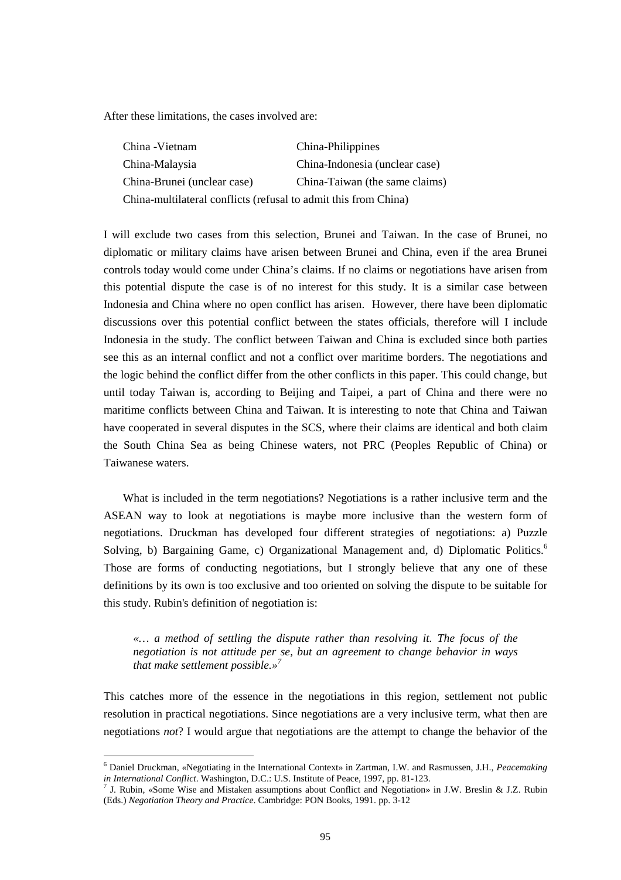After these limitations, the cases involved are:

| | |
|---|---|
| China -Vietnam | China-Philippines |
| China-Malaysia | China-Indonesia (unclear case) |
| China-Brunei (unclear case) | China-Taiwan (the same claims) |
| China-multilateral conflicts (refusal to admit this from China) | |

I will exclude two cases from this selection, Brunei and Taiwan. In the case of Brunei, no diplomatic or military claims have arisen between Brunei and China, even if the area Brunei controls today would come under China's claims. If no claims or negotiations have arisen from this potential dispute the case is of no interest for this study. It is a similar case between Indonesia and China where no open conflict has arisen. However, there have been diplomatic discussions over this potential conflict between the states officials, therefore will I include Indonesia in the study. The conflict between Taiwan and China is excluded since both parties see this as an internal conflict and not a conflict over maritime borders. The negotiations and the logic behind the conflict differ from the other conflicts in this paper. This could change, but until today Taiwan is, according to Beijing and Taipei, a part of China and there were no maritime conflicts between China and Taiwan. It is interesting to note that China and Taiwan have cooperated in several disputes in the SCS, where their claims are identical and both claim the South China Sea as being Chinese waters, not PRC (Peoples Republic of China) or Taiwanese waters.

What is included in the term negotiations? Negotiations is a rather inclusive term and the ASEAN way to look at negotiations is maybe more inclusive than the western form of negotiations. Druckman has developed four different strategies of negotiations: a) Puzzle Solving, b) Bargaining Game, c) Organizational Management and, d) Diplomatic Politics.[6] Those are forms of conducting negotiations, but I strongly believe that any one of these definitions by its own is too exclusive and too oriented on solving the dispute to be suitable for this study. Rubin's definition of negotiation is:

> *«… a method of settling the dispute rather than resolving it. The focus of the negotiation is not attitude per se, but an agreement to change behavior in ways that make settlement possible.»*[7]

This catches more of the essence in the negotiations in this region, settlement not public resolution in practical negotiations. Since negotiations are a very inclusive term, what then are negotiations *not*? I would argue that negotiations are the attempt to change the behavior of the

---

[6] Daniel Druckman, «Negotiating in the International Context» in Zartman, I.W. and Rasmussen, J.H., *Peacemaking in International Conflict*. Washington, D.C.: U.S. Institute of Peace, 1997, pp. 81-123.

[7] J. Rubin, «Some Wise and Mistaken assumptions about Conflict and Negotiation» in J.W. Breslin & J.Z. Rubin (Eds.) *Negotiation Theory and Practice*. Cambridge: PON Books, 1991. pp. 3-12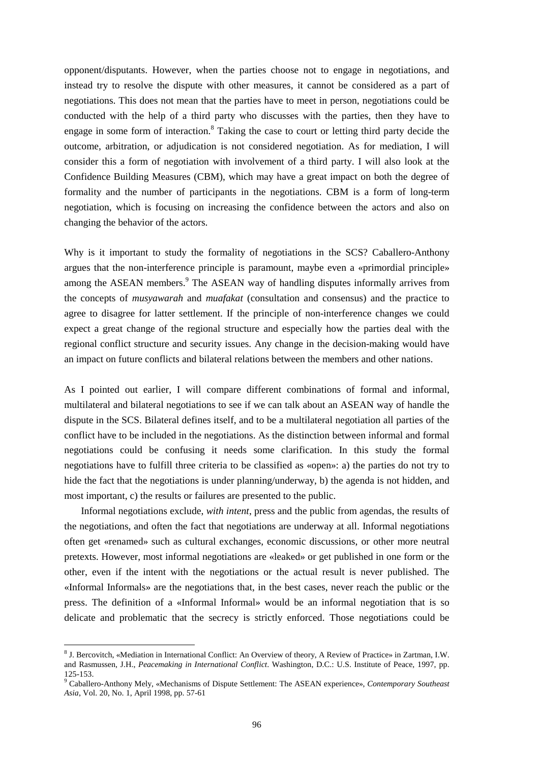opponent/disputants. However, when the parties choose not to engage in negotiations, and instead try to resolve the dispute with other measures, it cannot be considered as a part of negotiations. This does not mean that the parties have to meet in person, negotiations could be conducted with the help of a third party who discusses with the parties, then they have to engage in some form of interaction.[8] Taking the case to court or letting third party decide the outcome, arbitration, or adjudication is not considered negotiation. As for mediation, I will consider this a form of negotiation with involvement of a third party. I will also look at the Confidence Building Measures (CBM), which may have a great impact on both the degree of formality and the number of participants in the negotiations. CBM is a form of long-term negotiation, which is focusing on increasing the confidence between the actors and also on changing the behavior of the actors.

Why is it important to study the formality of negotiations in the SCS? Caballero-Anthony argues that the non-interference principle is paramount, maybe even a «primordial principle» among the ASEAN members.[9] The ASEAN way of handling disputes informally arrives from the concepts of *musyawarah* and *muafakat* (consultation and consensus) and the practice to agree to disagree for latter settlement. If the principle of non-interference changes we could expect a great change of the regional structure and especially how the parties deal with the regional conflict structure and security issues. Any change in the decision-making would have an impact on future conflicts and bilateral relations between the members and other nations.

As I pointed out earlier, I will compare different combinations of formal and informal, multilateral and bilateral negotiations to see if we can talk about an ASEAN way of handle the dispute in the SCS. Bilateral defines itself, and to be a multilateral negotiation all parties of the conflict have to be included in the negotiations. As the distinction between informal and formal negotiations could be confusing it needs some clarification. In this study the formal negotiations have to fulfill three criteria to be classified as «open»: a) the parties do not try to hide the fact that the negotiations is under planning/underway, b) the agenda is not hidden, and most important, c) the results or failures are presented to the public.

Informal negotiations exclude, *with intent*, press and the public from agendas, the results of the negotiations, and often the fact that negotiations are underway at all. Informal negotiations often get «renamed» such as cultural exchanges, economic discussions, or other more neutral pretexts. However, most informal negotiations are «leaked» or get published in one form or the other, even if the intent with the negotiations or the actual result is never published. The «Informal Informals» are the negotiations that, in the best cases, never reach the public or the press. The definition of a «Informal Informal» would be an informal negotiation that is so delicate and problematic that the secrecy is strictly enforced. Those negotiations could be

[8] J. Bercovitch, «Mediation in International Conflict: An Overview of theory, A Review of Practice» in Zartman, I.W. and Rasmussen, J.H., *Peacemaking in International Conflict*. Washington, D.C.: U.S. Institute of Peace, 1997, pp. 125-153.

[9] Caballero-Anthony Mely, «Mechanisms of Dispute Settlement: The ASEAN experience», *Contemporary Southeast Asia*, Vol. 20, No. 1, April 1998, pp. 57-61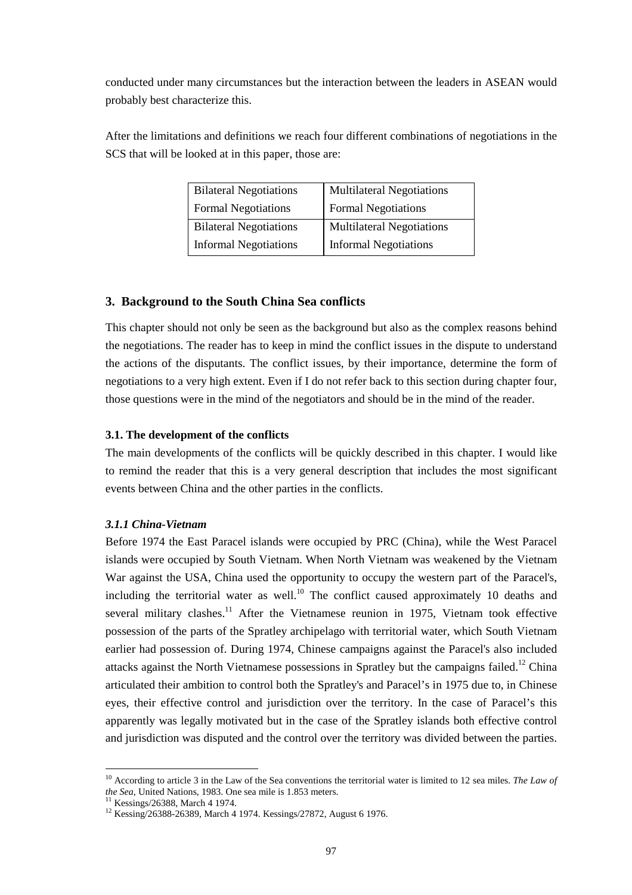conducted under many circumstances but the interaction between the leaders in ASEAN would probably best characterize this.

After the limitations and definitions we reach four different combinations of negotiations in the SCS that will be looked at in this paper, those are:

| Bilateral Negotiations<br>Formal Negotiations | Multilateral Negotiations<br>Formal Negotiations |
|---|---|
| Bilateral Negotiations<br>Informal Negotiations | Multilateral Negotiations<br>Informal Negotiations |

## 3. Background to the South China Sea conflicts

This chapter should not only be seen as the background but also as the complex reasons behind the negotiations. The reader has to keep in mind the conflict issues in the dispute to understand the actions of the disputants. The conflict issues, by their importance, determine the form of negotiations to a very high extent. Even if I do not refer back to this section during chapter four, those questions were in the mind of the negotiators and should be in the mind of the reader.

### 3.1. The development of the conflicts

The main developments of the conflicts will be quickly described in this chapter. I would like to remind the reader that this is a very general description that includes the most significant events between China and the other parties in the conflicts.

#### *3.1.1 China-Vietnam*

Before 1974 the East Paracel islands were occupied by PRC (China), while the West Paracel islands were occupied by South Vietnam. When North Vietnam was weakened by the Vietnam War against the USA, China used the opportunity to occupy the western part of the Paracel's, including the territorial water as well.[10] The conflict caused approximately 10 deaths and several military clashes.[11] After the Vietnamese reunion in 1975, Vietnam took effective possession of the parts of the Spratley archipelago with territorial water, which South Vietnam earlier had possession of. During 1974, Chinese campaigns against the Paracel's also included attacks against the North Vietnamese possessions in Spratley but the campaigns failed.[12] China articulated their ambition to control both the Spratley's and Paracel's in 1975 due to, in Chinese eyes, their effective control and jurisdiction over the territory. In the case of Paracel's this apparently was legally motivated but in the case of the Spratley islands both effective control and jurisdiction was disputed and the control over the territory was divided between the parties.

---

[10] According to article 3 in the Law of the Sea conventions the territorial water is limited to 12 sea miles. *The Law of the Sea*, United Nations, 1983. One sea mile is 1.853 meters.

[11] Kessings/26388, March 4 1974.

[12] Kessing/26388-26389, March 4 1974. Kessings/27872, August 6 1976.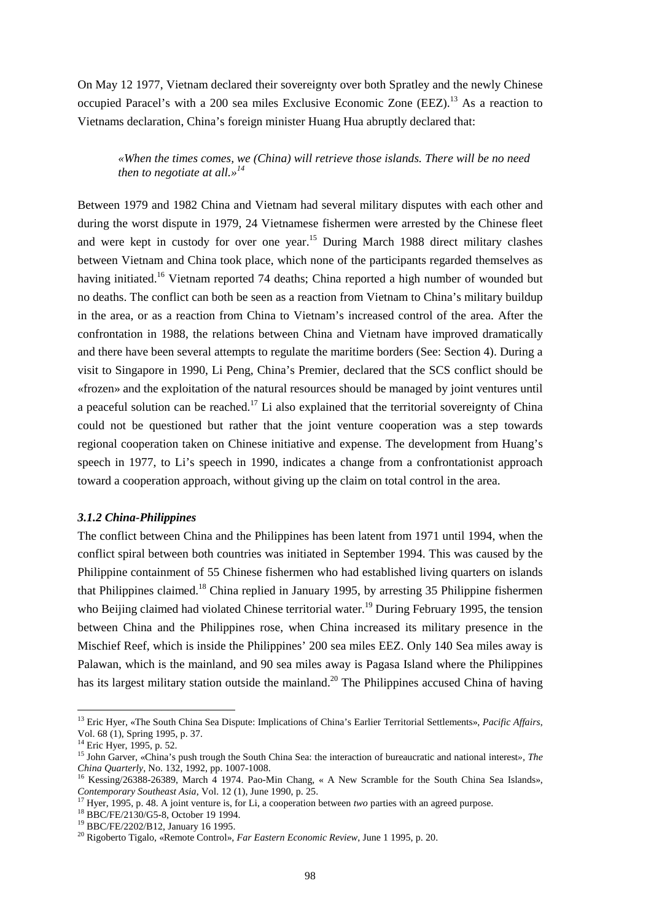On May 12 1977, Vietnam declared their sovereignty over both Spratley and the newly Chinese occupied Paracel's with a 200 sea miles Exclusive Economic Zone (EEZ).[13] As a reaction to Vietnams declaration, China's foreign minister Huang Hua abruptly declared that:

> *«When the times comes, we (China) will retrieve those islands. There will be no need then to negotiate at all.»[14]*

Between 1979 and 1982 China and Vietnam had several military disputes with each other and during the worst dispute in 1979, 24 Vietnamese fishermen were arrested by the Chinese fleet and were kept in custody for over one year.[15] During March 1988 direct military clashes between Vietnam and China took place, which none of the participants regarded themselves as having initiated.[16] Vietnam reported 74 deaths; China reported a high number of wounded but no deaths. The conflict can both be seen as a reaction from Vietnam to China's military buildup in the area, or as a reaction from China to Vietnam's increased control of the area. After the confrontation in 1988, the relations between China and Vietnam have improved dramatically and there have been several attempts to regulate the maritime borders (See: Section 4). During a visit to Singapore in 1990, Li Peng, China's Premier, declared that the SCS conflict should be «frozen» and the exploitation of the natural resources should be managed by joint ventures until a peaceful solution can be reached.[17] Li also explained that the territorial sovereignty of China could not be questioned but rather that the joint venture cooperation was a step towards regional cooperation taken on Chinese initiative and expense. The development from Huang's speech in 1977, to Li's speech in 1990, indicates a change from a confrontationist approach toward a cooperation approach, without giving up the claim on total control in the area.

### *3.1.2 China-Philippines*

The conflict between China and the Philippines has been latent from 1971 until 1994, when the conflict spiral between both countries was initiated in September 1994. This was caused by the Philippine containment of 55 Chinese fishermen who had established living quarters on islands that Philippines claimed.[18] China replied in January 1995, by arresting 35 Philippine fishermen who Beijing claimed had violated Chinese territorial water.[19] During February 1995, the tension between China and the Philippines rose, when China increased its military presence in the Mischief Reef, which is inside the Philippines' 200 sea miles EEZ. Only 140 Sea miles away is Palawan, which is the mainland, and 90 sea miles away is Pagasa Island where the Philippines has its largest military station outside the mainland.[20] The Philippines accused China of having

---

[13] Eric Hyer, «The South China Sea Dispute: Implications of China's Earlier Territorial Settlements», *Pacific Affairs*, Vol. 68 (1), Spring 1995, p. 37.

[14] Eric Hyer, 1995, p. 52.

[15] John Garver, «China's push trough the South China Sea: the interaction of bureaucratic and national interest», *The China Quarterly*, No. 132, 1992, pp. 1007-1008.

[16] Kessing/26388-26389, March 4 1974. Pao-Min Chang, « A New Scramble for the South China Sea Islands», *Contemporary Southeast Asia*, Vol. 12 (1), June 1990, p. 25.

[17] Hyer, 1995, p. 48. A joint venture is, for Li, a cooperation between *two* parties with an agreed purpose.

[18] BBC/FE/2130/G5-8, October 19 1994.

[19] BBC/FE/2202/B12, January 16 1995.

[20] Rigoberto Tigalo, «Remote Control», *Far Eastern Economic Review*, June 1 1995, p. 20.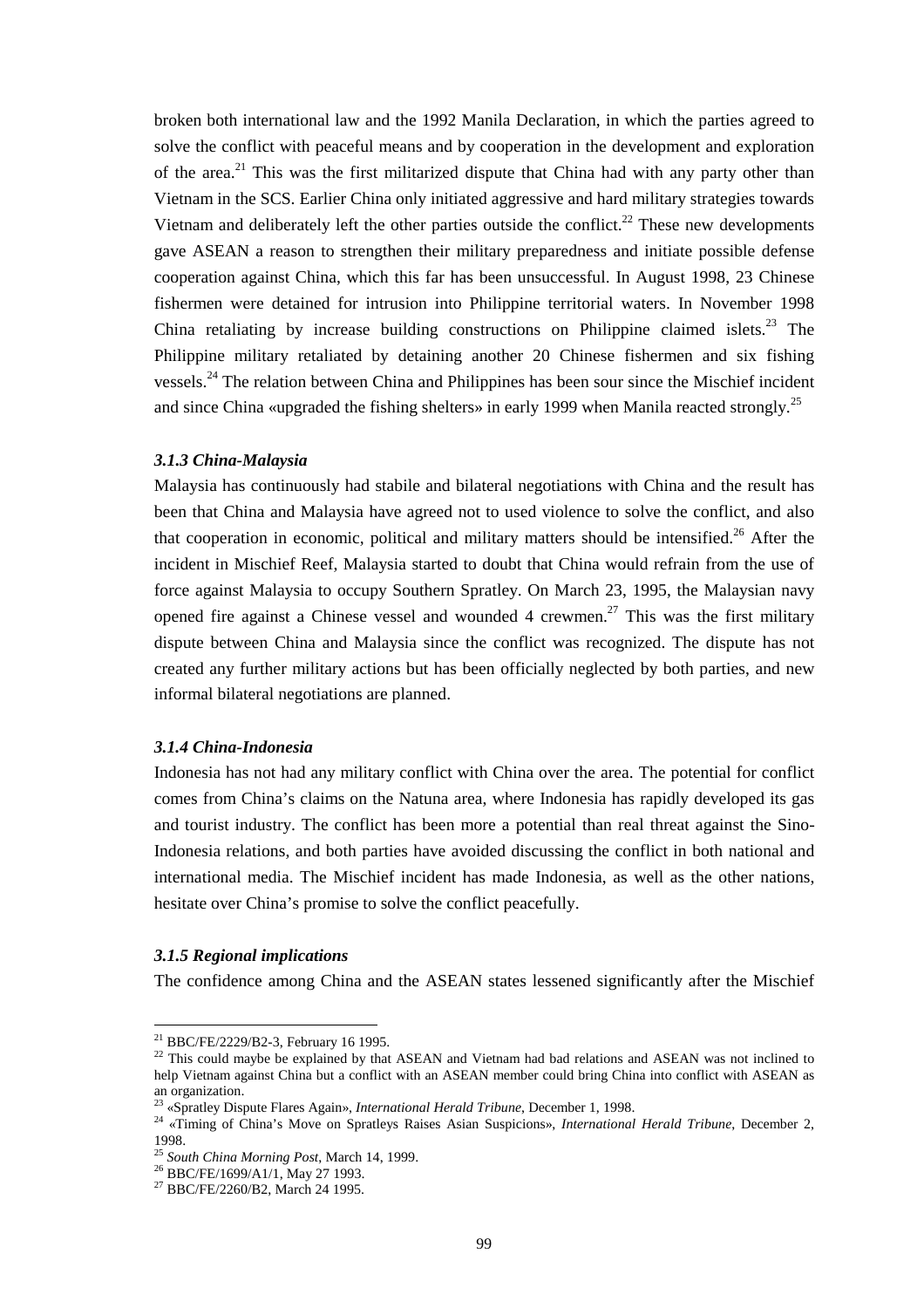broken both international law and the 1992 Manila Declaration, in which the parties agreed to solve the conflict with peaceful means and by cooperation in the development and exploration of the area.[21] This was the first militarized dispute that China had with any party other than Vietnam in the SCS. Earlier China only initiated aggressive and hard military strategies towards Vietnam and deliberately left the other parties outside the conflict.[22] These new developments gave ASEAN a reason to strengthen their military preparedness and initiate possible defense cooperation against China, which this far has been unsuccessful. In August 1998, 23 Chinese fishermen were detained for intrusion into Philippine territorial waters. In November 1998 China retaliating by increase building constructions on Philippine claimed islets.[23] The Philippine military retaliated by detaining another 20 Chinese fishermen and six fishing vessels.[24] The relation between China and Philippines has been sour since the Mischief incident and since China «upgraded the fishing shelters» in early 1999 when Manila reacted strongly.[25]

### *3.1.3 China-Malaysia*

Malaysia has continuously had stabile and bilateral negotiations with China and the result has been that China and Malaysia have agreed not to used violence to solve the conflict, and also that cooperation in economic, political and military matters should be intensified.[26] After the incident in Mischief Reef, Malaysia started to doubt that China would refrain from the use of force against Malaysia to occupy Southern Spratley. On March 23, 1995, the Malaysian navy opened fire against a Chinese vessel and wounded 4 crewmen.[27] This was the first military dispute between China and Malaysia since the conflict was recognized. The dispute has not created any further military actions but has been officially neglected by both parties, and new informal bilateral negotiations are planned.

### *3.1.4 China-Indonesia*

Indonesia has not had any military conflict with China over the area. The potential for conflict comes from China's claims on the Natuna area, where Indonesia has rapidly developed its gas and tourist industry. The conflict has been more a potential than real threat against the Sino-Indonesia relations, and both parties have avoided discussing the conflict in both national and international media. The Mischief incident has made Indonesia, as well as the other nations, hesitate over China's promise to solve the conflict peacefully.

### *3.1.5 Regional implications*

The confidence among China and the ASEAN states lessened significantly after the Mischief

---

[21] BBC/FE/2229/B2-3, February 16 1995.

[22] This could maybe be explained by that ASEAN and Vietnam had bad relations and ASEAN was not inclined to help Vietnam against China but a conflict with an ASEAN member could bring China into conflict with ASEAN as an organization.

[23] «Spratley Dispute Flares Again», *International Herald Tribune*, December 1, 1998.

[24] «Timing of China's Move on Spratleys Raises Asian Suspicions», *International Herald Tribune*, December 2, 1998.

[25] *South China Morning Post*, March 14, 1999.

[26] BBC/FE/1699/A1/1, May 27 1993.

[27] BBC/FE/2260/B2, March 24 1995.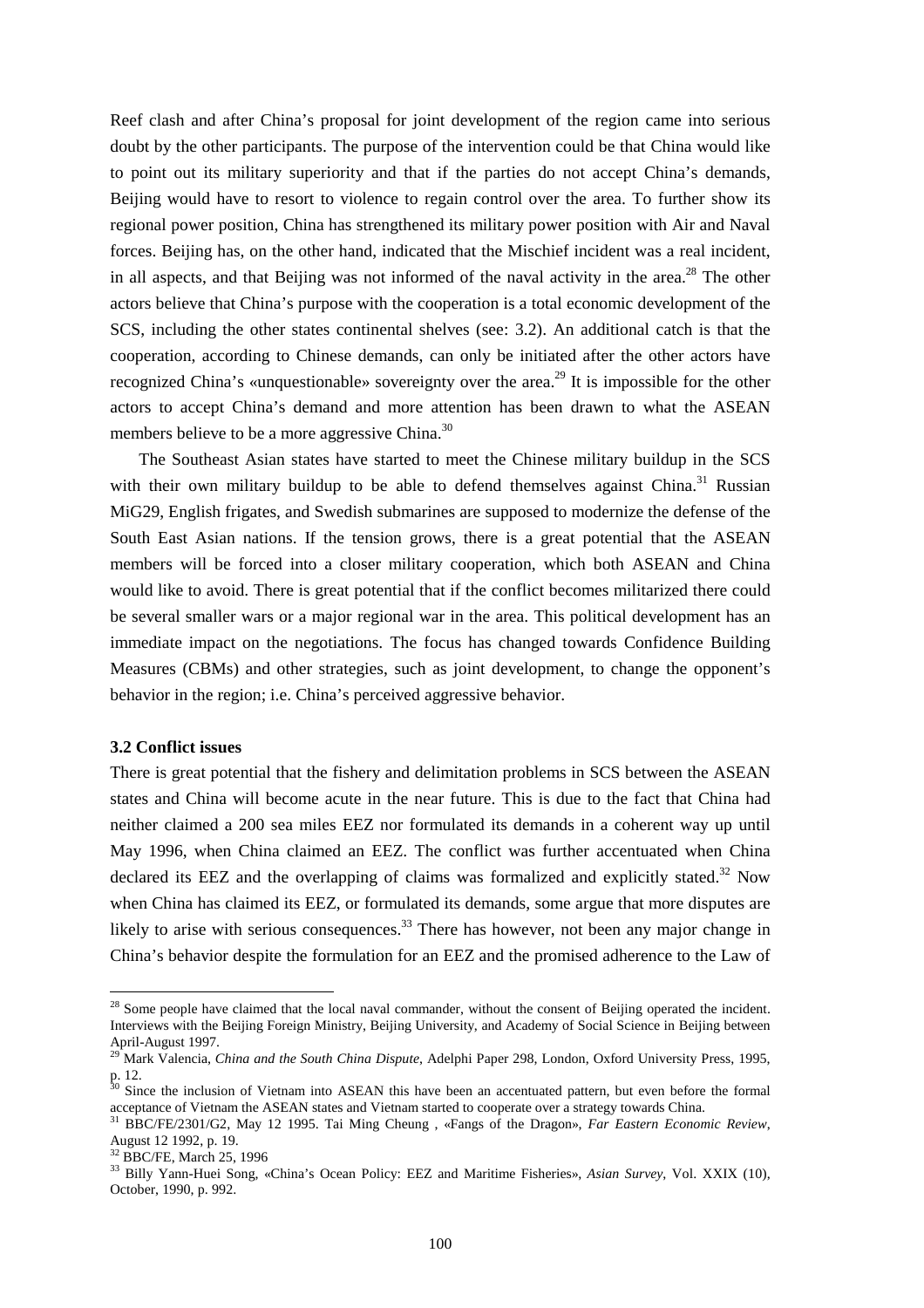Reef clash and after China's proposal for joint development of the region came into serious doubt by the other participants. The purpose of the intervention could be that China would like to point out its military superiority and that if the parties do not accept China's demands, Beijing would have to resort to violence to regain control over the area. To further show its regional power position, China has strengthened its military power position with Air and Naval forces. Beijing has, on the other hand, indicated that the Mischief incident was a real incident, in all aspects, and that Beijing was not informed of the naval activity in the area.[28] The other actors believe that China's purpose with the cooperation is a total economic development of the SCS, including the other states continental shelves (see: 3.2). An additional catch is that the cooperation, according to Chinese demands, can only be initiated after the other actors have recognized China's «unquestionable» sovereignty over the area.[29] It is impossible for the other actors to accept China's demand and more attention has been drawn to what the ASEAN members believe to be a more aggressive China.[30]

The Southeast Asian states have started to meet the Chinese military buildup in the SCS with their own military buildup to be able to defend themselves against China.[31] Russian MiG29, English frigates, and Swedish submarines are supposed to modernize the defense of the South East Asian nations. If the tension grows, there is a great potential that the ASEAN members will be forced into a closer military cooperation, which both ASEAN and China would like to avoid. There is great potential that if the conflict becomes militarized there could be several smaller wars or a major regional war in the area. This political development has an immediate impact on the negotiations. The focus has changed towards Confidence Building Measures (CBMs) and other strategies, such as joint development, to change the opponent's behavior in the region; i.e. China's perceived aggressive behavior.

### 3.2 Conflict issues

There is great potential that the fishery and delimitation problems in SCS between the ASEAN states and China will become acute in the near future. This is due to the fact that China had neither claimed a 200 sea miles EEZ nor formulated its demands in a coherent way up until May 1996, when China claimed an EEZ. The conflict was further accentuated when China declared its EEZ and the overlapping of claims was formalized and explicitly stated.[32] Now when China has claimed its EEZ, or formulated its demands, some argue that more disputes are likely to arise with serious consequences.[33] There has however, not been any major change in China's behavior despite the formulation for an EEZ and the promised adherence to the Law of

---

[28] Some people have claimed that the local naval commander, without the consent of Beijing operated the incident. Interviews with the Beijing Foreign Ministry, Beijing University, and Academy of Social Science in Beijing between April-August 1997.

[29] Mark Valencia, *China and the South China Dispute*, Adelphi Paper 298, London, Oxford University Press, 1995, p. 12.

[30] Since the inclusion of Vietnam into ASEAN this have been an accentuated pattern, but even before the formal acceptance of Vietnam the ASEAN states and Vietnam started to cooperate over a strategy towards China.

[31] BBC/FE/2301/G2, May 12 1995. Tai Ming Cheung , «Fangs of the Dragon», *Far Eastern Economic Review*, August 12 1992, p. 19.

[32] BBC/FE, March 25, 1996

[33] Billy Yann-Huei Song, «China's Ocean Policy: EEZ and Maritime Fisheries», *Asian Survey*, Vol. XXIX (10), October, 1990, p. 992.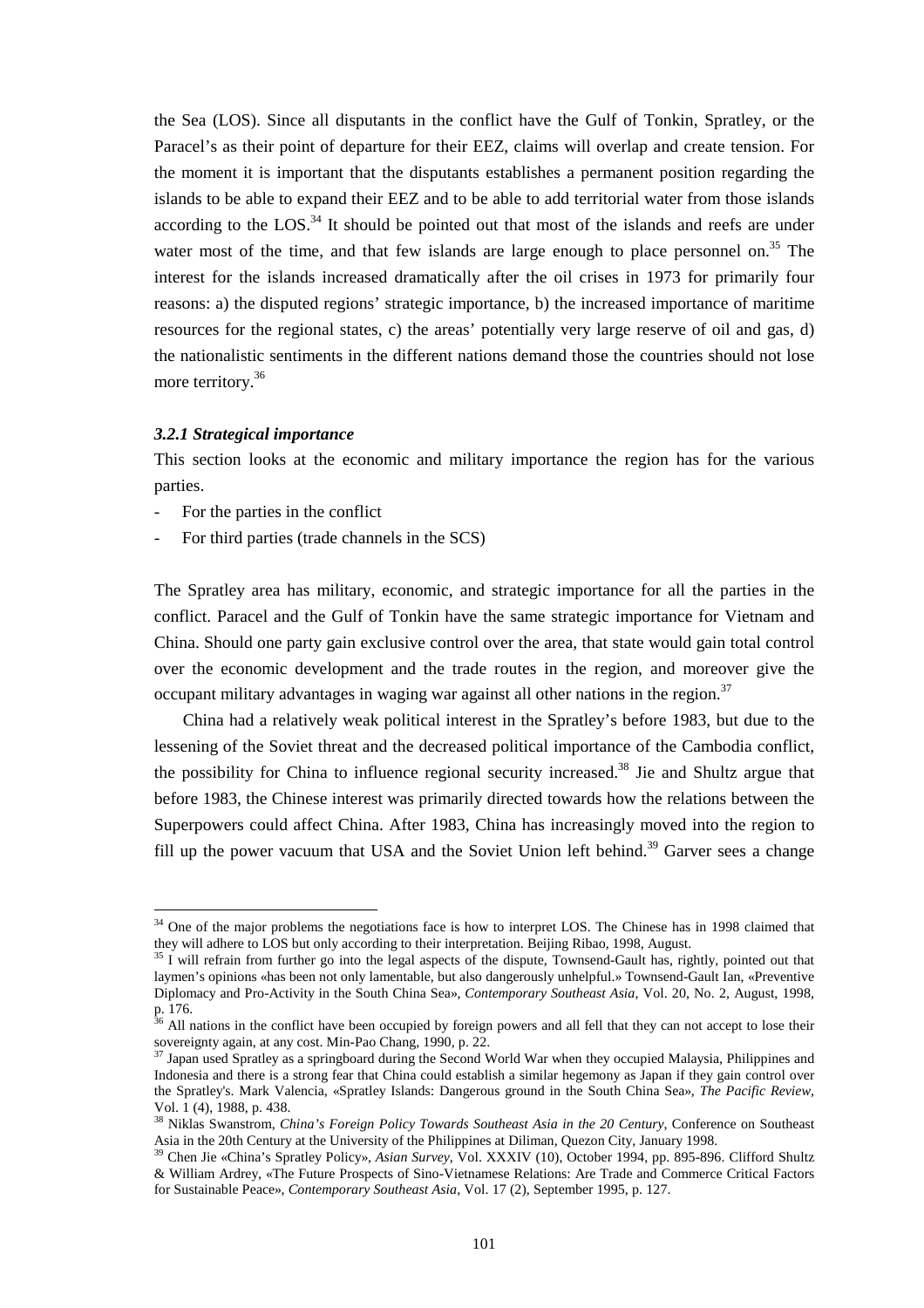the Sea (LOS). Since all disputants in the conflict have the Gulf of Tonkin, Spratley, or the Paracel's as their point of departure for their EEZ, claims will overlap and create tension. For the moment it is important that the disputants establishes a permanent position regarding the islands to be able to expand their EEZ and to be able to add territorial water from those islands according to the LOS.[34] It should be pointed out that most of the islands and reefs are under water most of the time, and that few islands are large enough to place personnel on.[35] The interest for the islands increased dramatically after the oil crises in 1973 for primarily four reasons: a) the disputed regions' strategic importance, b) the increased importance of maritime resources for the regional states, c) the areas' potentially very large reserve of oil and gas, d) the nationalistic sentiments in the different nations demand those the countries should not lose more territory.[36]

### *3.2.1 Strategical importance*

This section looks at the economic and military importance the region has for the various parties.

- For the parties in the conflict
- For third parties (trade channels in the SCS)

The Spratley area has military, economic, and strategic importance for all the parties in the conflict. Paracel and the Gulf of Tonkin have the same strategic importance for Vietnam and China. Should one party gain exclusive control over the area, that state would gain total control over the economic development and the trade routes in the region, and moreover give the occupant military advantages in waging war against all other nations in the region.[37]

China had a relatively weak political interest in the Spratley's before 1983, but due to the lessening of the Soviet threat and the decreased political importance of the Cambodia conflict, the possibility for China to influence regional security increased.[38] Jie and Shultz argue that before 1983, the Chinese interest was primarily directed towards how the relations between the Superpowers could affect China. After 1983, China has increasingly moved into the region to fill up the power vacuum that USA and the Soviet Union left behind.[39] Garver sees a change

---

[34] One of the major problems the negotiations face is how to interpret LOS. The Chinese has in 1998 claimed that they will adhere to LOS but only according to their interpretation. Beijing Ribao, 1998, August.

[35] I will refrain from further go into the legal aspects of the dispute, Townsend-Gault has, rightly, pointed out that laymen's opinions «has been not only lamentable, but also dangerously unhelpful.» Townsend-Gault Ian, «Preventive Diplomacy and Pro-Activity in the South China Sea», *Contemporary Southeast Asia*, Vol. 20, No. 2, August, 1998, p. 176.

[36] All nations in the conflict have been occupied by foreign powers and all fell that they can not accept to lose their sovereignty again, at any cost. Min-Pao Chang, 1990, p. 22.

[37] Japan used Spratley as a springboard during the Second World War when they occupied Malaysia, Philippines and Indonesia and there is a strong fear that China could establish a similar hegemony as Japan if they gain control over the Spratley's. Mark Valencia, «Spratley Islands: Dangerous ground in the South China Sea», *The Pacific Review*, Vol. 1 (4), 1988, p. 438.

[38] Niklas Swanstrom, *China's Foreign Policy Towards Southeast Asia in the 20 Century*, Conference on Southeast Asia in the 20th Century at the University of the Philippines at Diliman, Quezon City, January 1998.

[39] Chen Jie «China's Spratley Policy», *Asian Survey*, Vol. XXXIV (10), October 1994, pp. 895-896. Clifford Shultz & William Ardrey, «The Future Prospects of Sino-Vietnamese Relations: Are Trade and Commerce Critical Factors for Sustainable Peace», *Contemporary Southeast Asia*, Vol. 17 (2), September 1995, p. 127.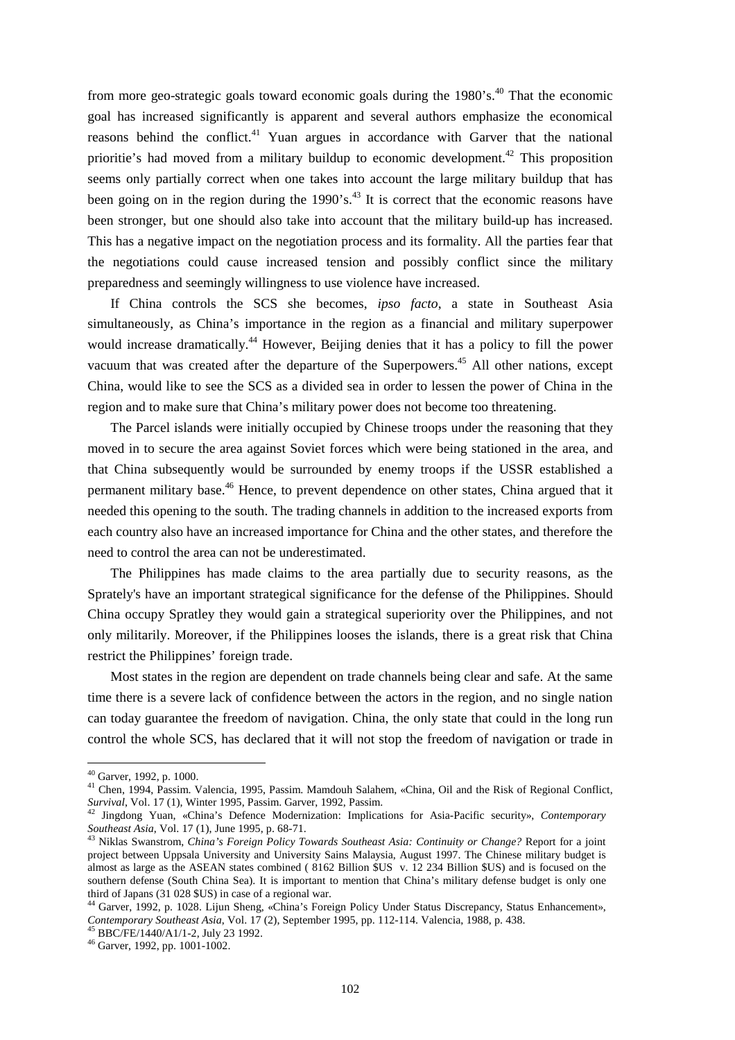from more geo-strategic goals toward economic goals during the 1980's.[40] That the economic goal has increased significantly is apparent and several authors emphasize the economical reasons behind the conflict.[41] Yuan argues in accordance with Garver that the national prioritie's had moved from a military buildup to economic development.[42] This proposition seems only partially correct when one takes into account the large military buildup that has been going on in the region during the 1990's.[43] It is correct that the economic reasons have been stronger, but one should also take into account that the military build-up has increased. This has a negative impact on the negotiation process and its formality. All the parties fear that the negotiations could cause increased tension and possibly conflict since the military preparedness and seemingly willingness to use violence have increased.

If China controls the SCS she becomes, *ipso facto*, a state in Southeast Asia simultaneously, as China's importance in the region as a financial and military superpower would increase dramatically.[44] However, Beijing denies that it has a policy to fill the power vacuum that was created after the departure of the Superpowers.[45] All other nations, except China, would like to see the SCS as a divided sea in order to lessen the power of China in the region and to make sure that China's military power does not become too threatening.

The Parcel islands were initially occupied by Chinese troops under the reasoning that they moved in to secure the area against Soviet forces which were being stationed in the area, and that China subsequently would be surrounded by enemy troops if the USSR established a permanent military base.[46] Hence, to prevent dependence on other states, China argued that it needed this opening to the south. The trading channels in addition to the increased exports from each country also have an increased importance for China and the other states, and therefore the need to control the area can not be underestimated.

The Philippines has made claims to the area partially due to security reasons, as the Sprately's have an important strategical significance for the defense of the Philippines. Should China occupy Spratley they would gain a strategical superiority over the Philippines, and not only militarily. Moreover, if the Philippines looses the islands, there is a great risk that China restrict the Philippines' foreign trade.

Most states in the region are dependent on trade channels being clear and safe. At the same time there is a severe lack of confidence between the actors in the region, and no single nation can today guarantee the freedom of navigation. China, the only state that could in the long run control the whole SCS, has declared that it will not stop the freedom of navigation or trade in

---

[40] Garver, 1992, p. 1000.

[41] Chen, 1994, Passim. Valencia, 1995, Passim. Mamdouh Salahem, «China, Oil and the Risk of Regional Conflict, *Survival*, Vol. 17 (1), Winter 1995, Passim. Garver, 1992, Passim.

[42] Jingdong Yuan, «China's Defence Modernization: Implications for Asia-Pacific security», *Contemporary Southeast Asia*, Vol. 17 (1), June 1995, p. 68-71.

[43] Niklas Swanstrom, *China's Foreign Policy Towards Southeast Asia: Continuity or Change?* Report for a joint project between Uppsala University and University Sains Malaysia, August 1997. The Chinese military budget is almost as large as the ASEAN states combined ( 8162 Billion $US v. 12 234 Billion $US) and is focused on the southern defense (South China Sea). It is important to mention that China's military defense budget is only one third of Japans (31 028 $US) in case of a regional war.

[44] Garver, 1992, p. 1028. Lijun Sheng, «China's Foreign Policy Under Status Discrepancy, Status Enhancement», *Contemporary Southeast Asia*, Vol. 17 (2), September 1995, pp. 112-114. Valencia, 1988, p. 438.

[45] BBC/FE/1440/A1/1-2, July 23 1992.

[46] Garver, 1992, pp. 1001-1002.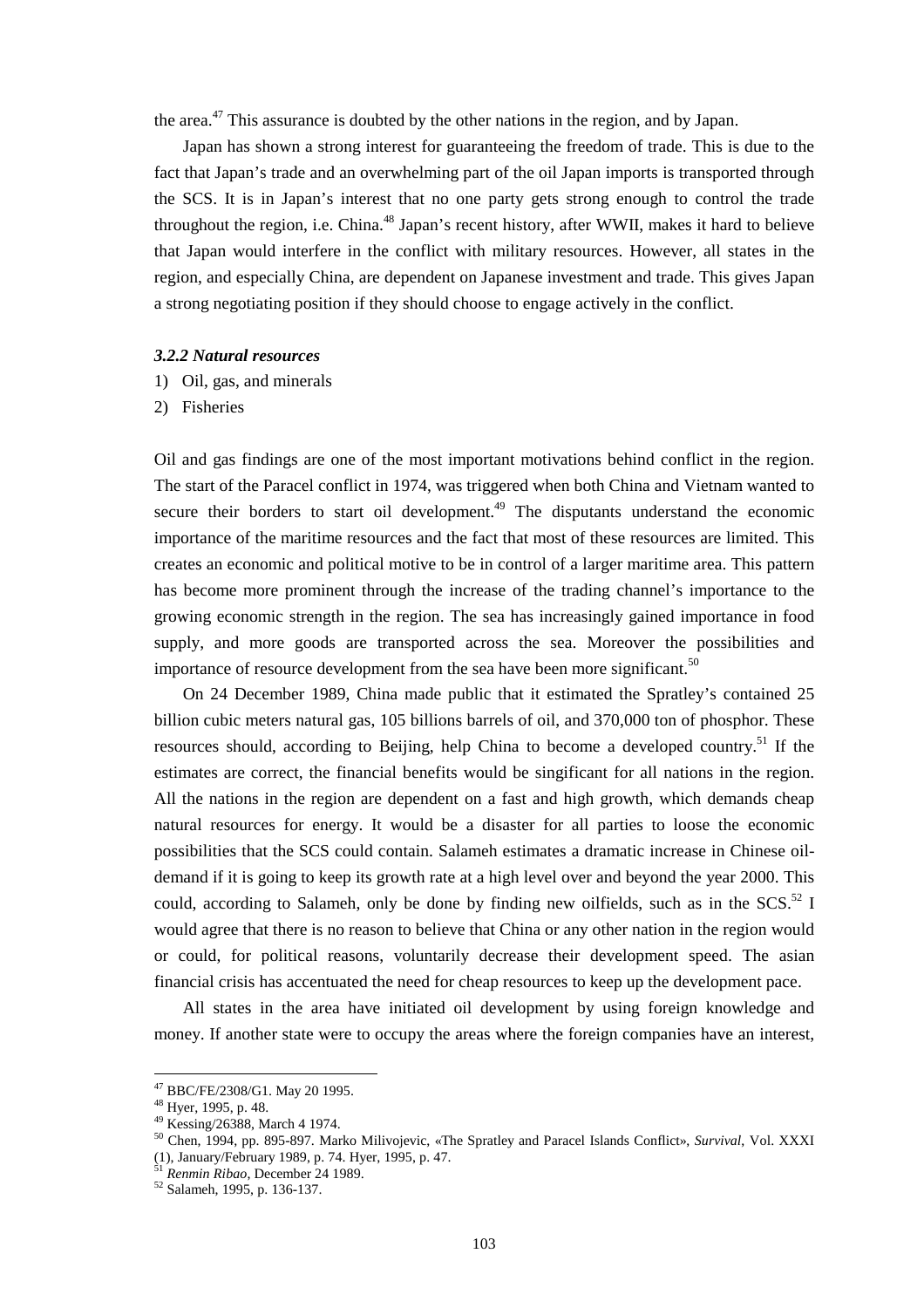the area.[47] This assurance is doubted by the other nations in the region, and by Japan.

Japan has shown a strong interest for guaranteeing the freedom of trade. This is due to the fact that Japan's trade and an overwhelming part of the oil Japan imports is transported through the SCS. It is in Japan's interest that no one party gets strong enough to control the trade throughout the region, i.e. China.[48] Japan's recent history, after WWII, makes it hard to believe that Japan would interfere in the conflict with military resources. However, all states in the region, and especially China, are dependent on Japanese investment and trade. This gives Japan a strong negotiating position if they should choose to engage actively in the conflict.

#### *3.2.2 Natural resources*

1) Oil, gas, and minerals
2) Fisheries

Oil and gas findings are one of the most important motivations behind conflict in the region. The start of the Paracel conflict in 1974, was triggered when both China and Vietnam wanted to secure their borders to start oil development.[49] The disputants understand the economic importance of the maritime resources and the fact that most of these resources are limited. This creates an economic and political motive to be in control of a larger maritime area. This pattern has become more prominent through the increase of the trading channel's importance to the growing economic strength in the region. The sea has increasingly gained importance in food supply, and more goods are transported across the sea. Moreover the possibilities and importance of resource development from the sea have been more significant.[50]

On 24 December 1989, China made public that it estimated the Spratley's contained 25 billion cubic meters natural gas, 105 billions barrels of oil, and 370,000 ton of phosphor. These resources should, according to Beijing, help China to become a developed country.[51] If the estimates are correct, the financial benefits would be singificant for all nations in the region. All the nations in the region are dependent on a fast and high growth, which demands cheap natural resources for energy. It would be a disaster for all parties to loose the economic possibilities that the SCS could contain. Salameh estimates a dramatic increase in Chinese oil-demand if it is going to keep its growth rate at a high level over and beyond the year 2000. This could, according to Salameh, only be done by finding new oilfields, such as in the SCS.[52] I would agree that there is no reason to believe that China or any other nation in the region would or could, for political reasons, voluntarily decrease their development speed. The asian financial crisis has accentuated the need for cheap resources to keep up the development pace.

All states in the area have initiated oil development by using foreign knowledge and money. If another state were to occupy the areas where the foreign companies have an interest,

---

[47] BBC/FE/2308/G1. May 20 1995.

[48] Hyer, 1995, p. 48.

[49] Kessing/26388, March 4 1974.

[50] Chen, 1994, pp. 895-897. Marko Milivojevic, «The Spratley and Paracel Islands Conflict», *Survival*, Vol. XXXI (1), January/February 1989, p. 74. Hyer, 1995, p. 47.

[51] *Renmin Ribao*, December 24 1989.

[52] Salameh, 1995, p. 136-137.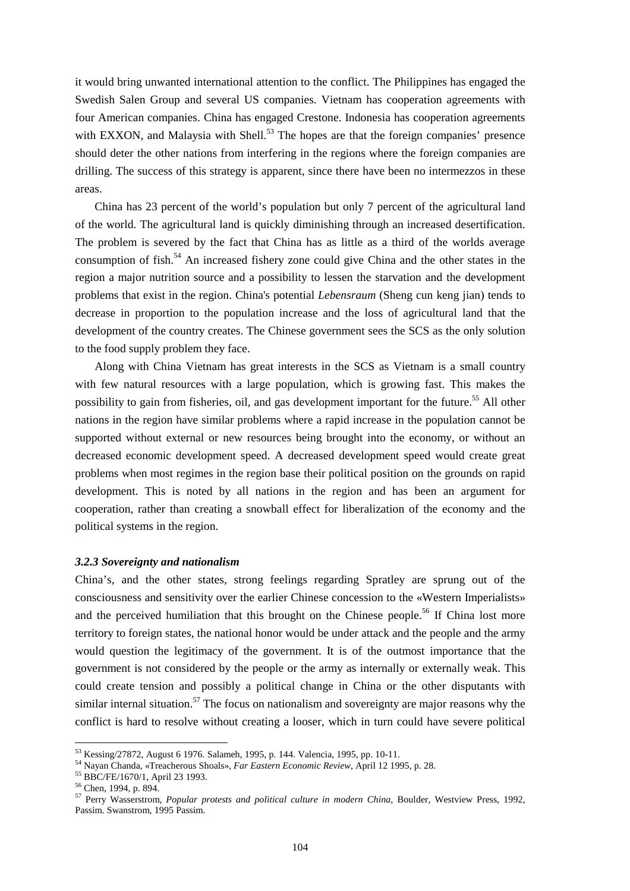it would bring unwanted international attention to the conflict. The Philippines has engaged the Swedish Salen Group and several US companies. Vietnam has cooperation agreements with four American companies. China has engaged Crestone. Indonesia has cooperation agreements with EXXON, and Malaysia with Shell.[53] The hopes are that the foreign companies' presence should deter the other nations from interfering in the regions where the foreign companies are drilling. The success of this strategy is apparent, since there have been no intermezzos in these areas.

China has 23 percent of the world's population but only 7 percent of the agricultural land of the world. The agricultural land is quickly diminishing through an increased desertification. The problem is severed by the fact that China has as little as a third of the worlds average consumption of fish.[54] An increased fishery zone could give China and the other states in the region a major nutrition source and a possibility to lessen the starvation and the development problems that exist in the region. China's potential *Lebensraum* (Sheng cun keng jian) tends to decrease in proportion to the population increase and the loss of agricultural land that the development of the country creates. The Chinese government sees the SCS as the only solution to the food supply problem they face.

Along with China Vietnam has great interests in the SCS as Vietnam is a small country with few natural resources with a large population, which is growing fast. This makes the possibility to gain from fisheries, oil, and gas development important for the future.[55] All other nations in the region have similar problems where a rapid increase in the population cannot be supported without external or new resources being brought into the economy, or without an decreased economic development speed. A decreased development speed would create great problems when most regimes in the region base their political position on the grounds on rapid development. This is noted by all nations in the region and has been an argument for cooperation, rather than creating a snowball effect for liberalization of the economy and the political systems in the region.

### *3.2.3 Sovereignty and nationalism*

China's, and the other states, strong feelings regarding Spratley are sprung out of the consciousness and sensitivity over the earlier Chinese concession to the «Western Imperialists» and the perceived humiliation that this brought on the Chinese people.[56] If China lost more territory to foreign states, the national honor would be under attack and the people and the army would question the legitimacy of the government. It is of the outmost importance that the government is not considered by the people or the army as internally or externally weak. This could create tension and possibly a political change in China or the other disputants with similar internal situation.[57] The focus on nationalism and sovereignty are major reasons why the conflict is hard to resolve without creating a looser, which in turn could have severe political

---

[53] Kessing/27872, August 6 1976. Salameh, 1995, p. 144. Valencia, 1995, pp. 10-11.

[54] Nayan Chanda, «Treacherous Shoals», *Far Eastern Economic Review*, April 12 1995, p. 28.

[55] BBC/FE/1670/1, April 23 1993.

[56] Chen, 1994, p. 894.

[57] Perry Wasserstrom, *Popular protests and political culture in modern China*, Boulder, Westview Press, 1992, Passim. Swanstrom, 1995 Passim.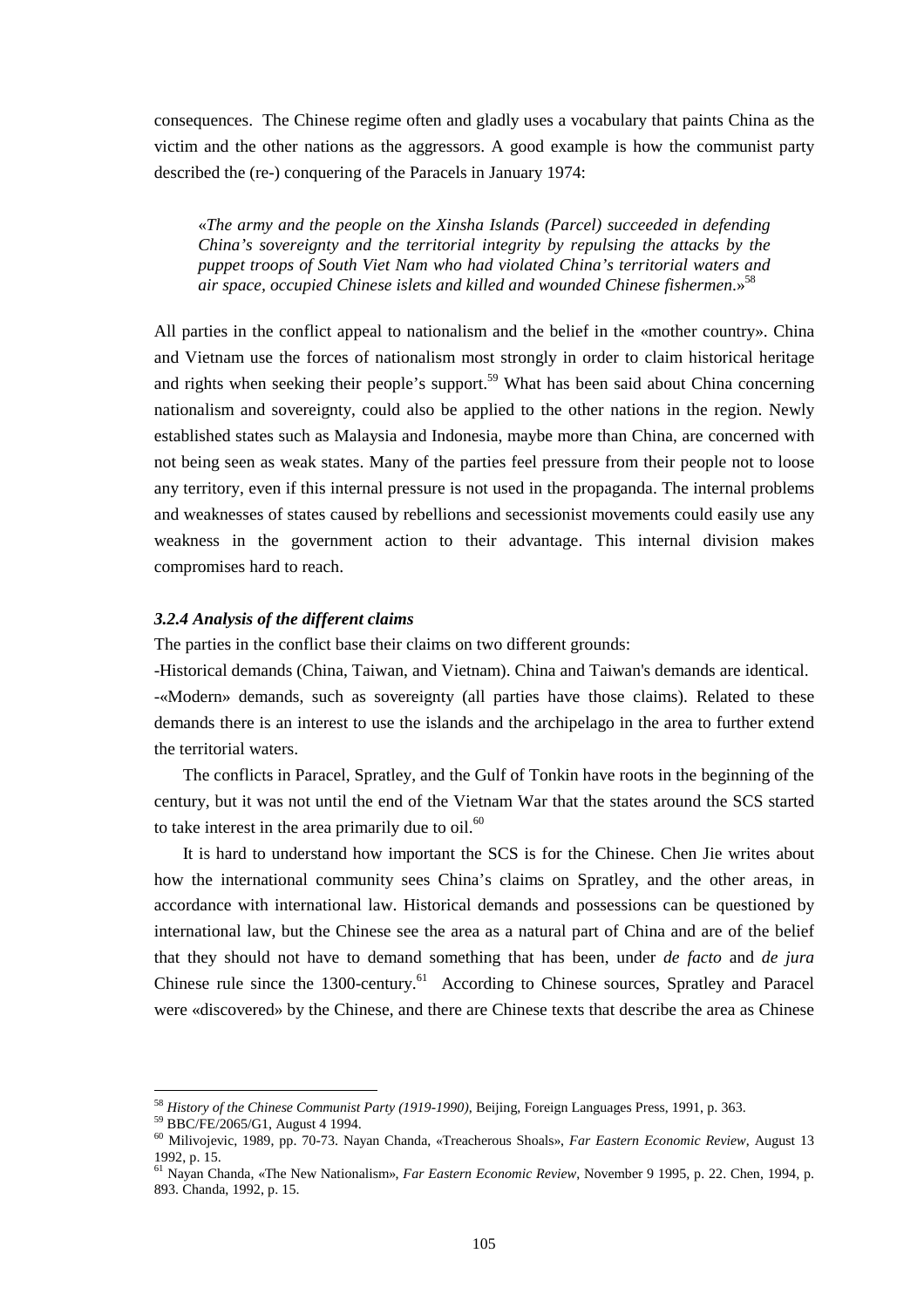consequences. The Chinese regime often and gladly uses a vocabulary that paints China as the victim and the other nations as the aggressors. A good example is how the communist party described the (re-) conquering of the Paracels in January 1974:

> «*The army and the people on the Xinsha Islands (Parcel) succeeded in defending China's sovereignty and the territorial integrity by repulsing the attacks by the puppet troops of South Viet Nam who had violated China's territorial waters and air space, occupied Chinese islets and killed and wounded Chinese fishermen*.»[58]

All parties in the conflict appeal to nationalism and the belief in the «mother country». China and Vietnam use the forces of nationalism most strongly in order to claim historical heritage and rights when seeking their people's support.[59] What has been said about China concerning nationalism and sovereignty, could also be applied to the other nations in the region. Newly established states such as Malaysia and Indonesia, maybe more than China, are concerned with not being seen as weak states. Many of the parties feel pressure from their people not to loose any territory, even if this internal pressure is not used in the propaganda. The internal problems and weaknesses of states caused by rebellions and secessionist movements could easily use any weakness in the government action to their advantage. This internal division makes compromises hard to reach.

### *3.2.4 Analysis of the different claims*

The parties in the conflict base their claims on two different grounds:

-Historical demands (China, Taiwan, and Vietnam). China and Taiwan's demands are identical.

-«Modern» demands, such as sovereignty (all parties have those claims). Related to these demands there is an interest to use the islands and the archipelago in the area to further extend the territorial waters.

The conflicts in Paracel, Spratley, and the Gulf of Tonkin have roots in the beginning of the century, but it was not until the end of the Vietnam War that the states around the SCS started to take interest in the area primarily due to oil.[60]

It is hard to understand how important the SCS is for the Chinese. Chen Jie writes about how the international community sees China's claims on Spratley, and the other areas, in accordance with international law. Historical demands and possessions can be questioned by international law, but the Chinese see the area as a natural part of China and are of the belief that they should not have to demand something that has been, under *de facto* and *de jura* Chinese rule since the 1300-century.[61] According to Chinese sources, Spratley and Paracel were «discovered» by the Chinese, and there are Chinese texts that describe the area as Chinese

---

[58] *History of the Chinese Communist Party (1919-1990)*, Beijing, Foreign Languages Press, 1991, p. 363.

[59] BBC/FE/2065/G1, August 4 1994.

[60] Milivojevic, 1989, pp. 70-73. Nayan Chanda, «Treacherous Shoals», *Far Eastern Economic Review*, August 13 1992, p. 15.

[61] Nayan Chanda, «The New Nationalism», *Far Eastern Economic Review*, November 9 1995, p. 22. Chen, 1994, p. 893. Chanda, 1992, p. 15.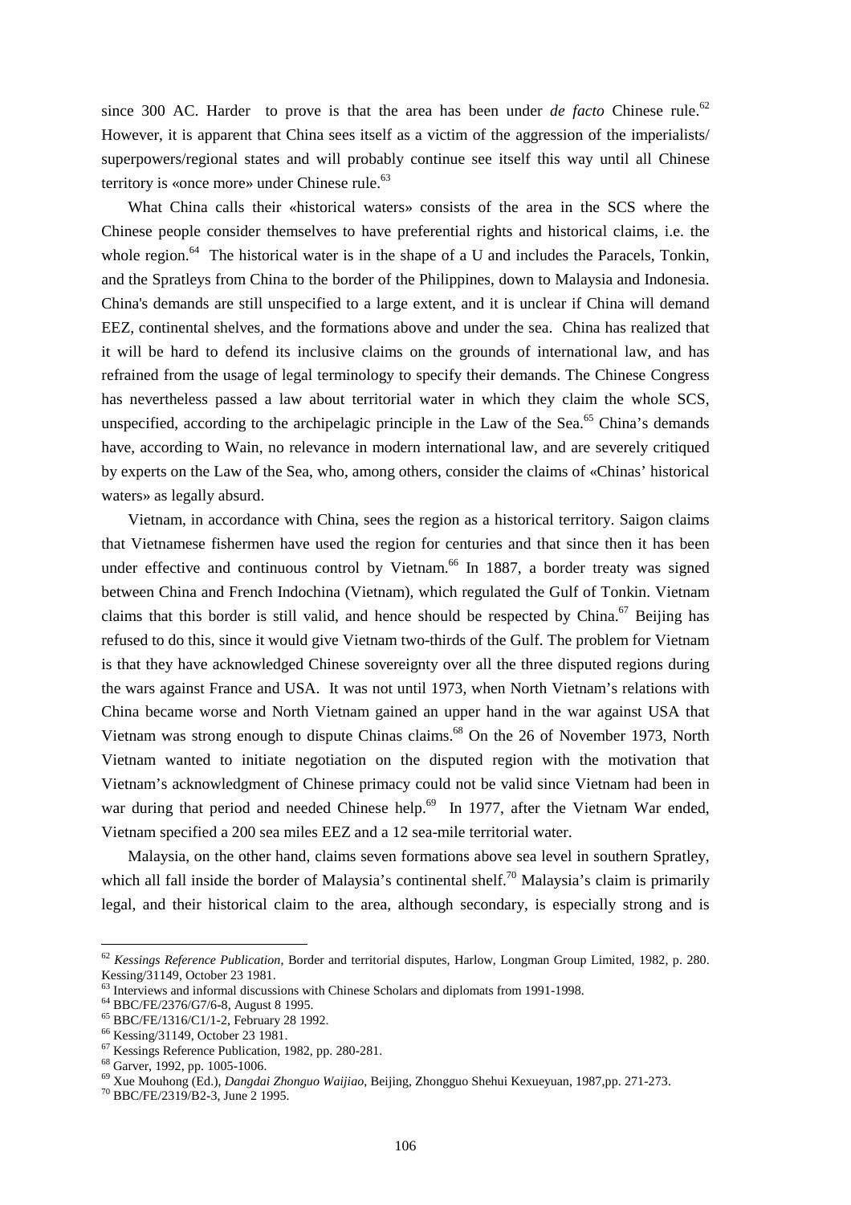since 300 AC. Harder to prove is that the area has been under *de facto* Chinese rule.[62] However, it is apparent that China sees itself as a victim of the aggression of the imperialists/ superpowers/regional states and will probably continue see itself this way until all Chinese territory is «once more» under Chinese rule.[63]

What China calls their «historical waters» consists of the area in the SCS where the Chinese people consider themselves to have preferential rights and historical claims, i.e. the whole region.[64] The historical water is in the shape of a U and includes the Paracels, Tonkin, and the Spratleys from China to the border of the Philippines, down to Malaysia and Indonesia. China's demands are still unspecified to a large extent, and it is unclear if China will demand EEZ, continental shelves, and the formations above and under the sea. China has realized that it will be hard to defend its inclusive claims on the grounds of international law, and has refrained from the usage of legal terminology to specify their demands. The Chinese Congress has nevertheless passed a law about territorial water in which they claim the whole SCS, unspecified, according to the archipelagic principle in the Law of the Sea.[65] China's demands have, according to Wain, no relevance in modern international law, and are severely critiqued by experts on the Law of the Sea, who, among others, consider the claims of «Chinas' historical waters» as legally absurd.

Vietnam, in accordance with China, sees the region as a historical territory. Saigon claims that Vietnamese fishermen have used the region for centuries and that since then it has been under effective and continuous control by Vietnam.[66] In 1887, a border treaty was signed between China and French Indochina (Vietnam), which regulated the Gulf of Tonkin. Vietnam claims that this border is still valid, and hence should be respected by China.[67] Beijing has refused to do this, since it would give Vietnam two-thirds of the Gulf. The problem for Vietnam is that they have acknowledged Chinese sovereignty over all the three disputed regions during the wars against France and USA. It was not until 1973, when North Vietnam's relations with China became worse and North Vietnam gained an upper hand in the war against USA that Vietnam was strong enough to dispute Chinas claims.[68] On the 26 of November 1973, North Vietnam wanted to initiate negotiation on the disputed region with the motivation that Vietnam's acknowledgment of Chinese primacy could not be valid since Vietnam had been in war during that period and needed Chinese help.[69] In 1977, after the Vietnam War ended, Vietnam specified a 200 sea miles EEZ and a 12 sea-mile territorial water.

Malaysia, on the other hand, claims seven formations above sea level in southern Spratley, which all fall inside the border of Malaysia's continental shelf.[70] Malaysia's claim is primarily legal, and their historical claim to the area, although secondary, is especially strong and is

---

[62] *Kessings Reference Publication*, Border and territorial disputes, Harlow, Longman Group Limited, 1982, p. 280. Kessing/31149, October 23 1981.

[63] Interviews and informal discussions with Chinese Scholars and diplomats from 1991-1998.

[64] BBC/FE/2376/G7/6-8, August 8 1995.

[65] BBC/FE/1316/C1/1-2, February 28 1992.

[66] Kessing/31149, October 23 1981.

[67] Kessings Reference Publication, 1982, pp. 280-281.

[68] Garver, 1992, pp. 1005-1006.

[69] Xue Mouhong (Ed.), *Dangdai Zhonguo Waijiao*, Beijing, Zhongguo Shehui Kexueyuan, 1987,pp. 271-273.

[70] BBC/FE/2319/B2-3, June 2 1995.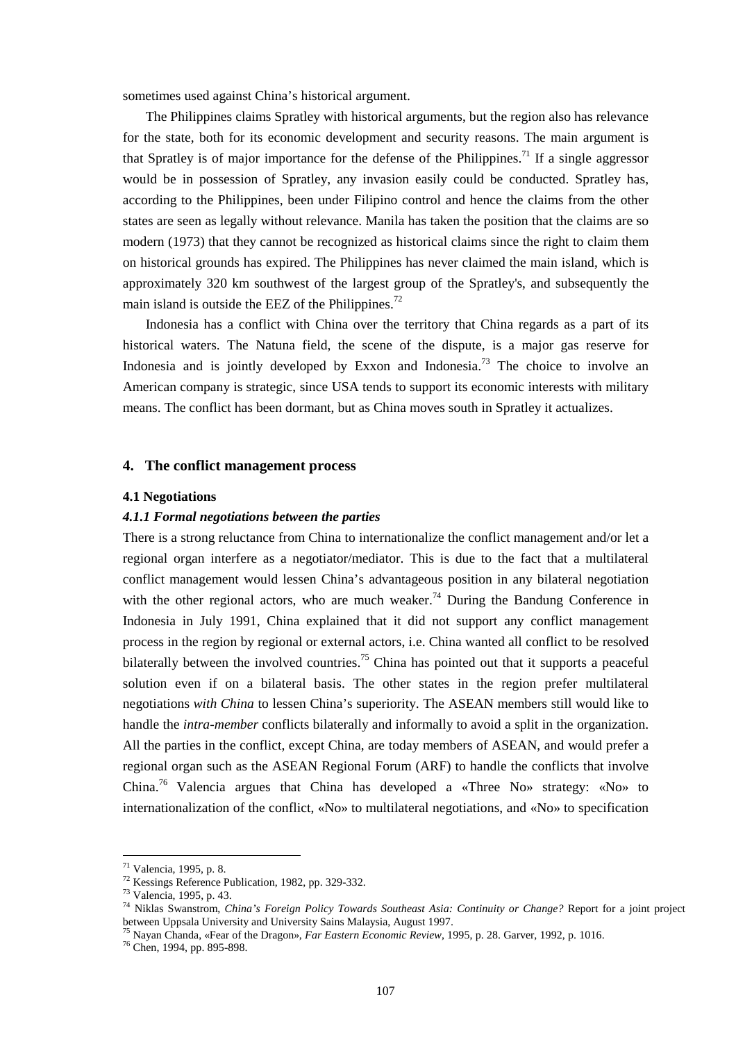sometimes used against China's historical argument.

The Philippines claims Spratley with historical arguments, but the region also has relevance for the state, both for its economic development and security reasons. The main argument is that Spratley is of major importance for the defense of the Philippines.[71] If a single aggressor would be in possession of Spratley, any invasion easily could be conducted. Spratley has, according to the Philippines, been under Filipino control and hence the claims from the other states are seen as legally without relevance. Manila has taken the position that the claims are so modern (1973) that they cannot be recognized as historical claims since the right to claim them on historical grounds has expired. The Philippines has never claimed the main island, which is approximately 320 km southwest of the largest group of the Spratley's, and subsequently the main island is outside the EEZ of the Philippines.[72]

Indonesia has a conflict with China over the territory that China regards as a part of its historical waters. The Natuna field, the scene of the dispute, is a major gas reserve for Indonesia and is jointly developed by Exxon and Indonesia.[73] The choice to involve an American company is strategic, since USA tends to support its economic interests with military means. The conflict has been dormant, but as China moves south in Spratley it actualizes.

## 4. The conflict management process

### 4.1 Negotiations

#### *4.1.1 Formal negotiations between the parties*

There is a strong reluctance from China to internationalize the conflict management and/or let a regional organ interfere as a negotiator/mediator. This is due to the fact that a multilateral conflict management would lessen China's advantageous position in any bilateral negotiation with the other regional actors, who are much weaker.[74] During the Bandung Conference in Indonesia in July 1991, China explained that it did not support any conflict management process in the region by regional or external actors, i.e. China wanted all conflict to be resolved bilaterally between the involved countries.[75] China has pointed out that it supports a peaceful solution even if on a bilateral basis. The other states in the region prefer multilateral negotiations *with China* to lessen China's superiority. The ASEAN members still would like to handle the *intra-member* conflicts bilaterally and informally to avoid a split in the organization. All the parties in the conflict, except China, are today members of ASEAN, and would prefer a regional organ such as the ASEAN Regional Forum (ARF) to handle the conflicts that involve China.[76] Valencia argues that China has developed a «Three No» strategy: «No» to internationalization of the conflict, «No» to multilateral negotiations, and «No» to specification

---

[71] Valencia, 1995, p. 8.

[72] Kessings Reference Publication, 1982, pp. 329-332.

[73] Valencia, 1995, p. 43.

[74] Niklas Swanstrom, *China's Foreign Policy Towards Southeast Asia: Continuity or Change?* Report for a joint project between Uppsala University and University Sains Malaysia, August 1997.

[75] Nayan Chanda, «Fear of the Dragon», *Far Eastern Economic Review*, 1995, p. 28. Garver, 1992, p. 1016.

[76] Chen, 1994, pp. 895-898.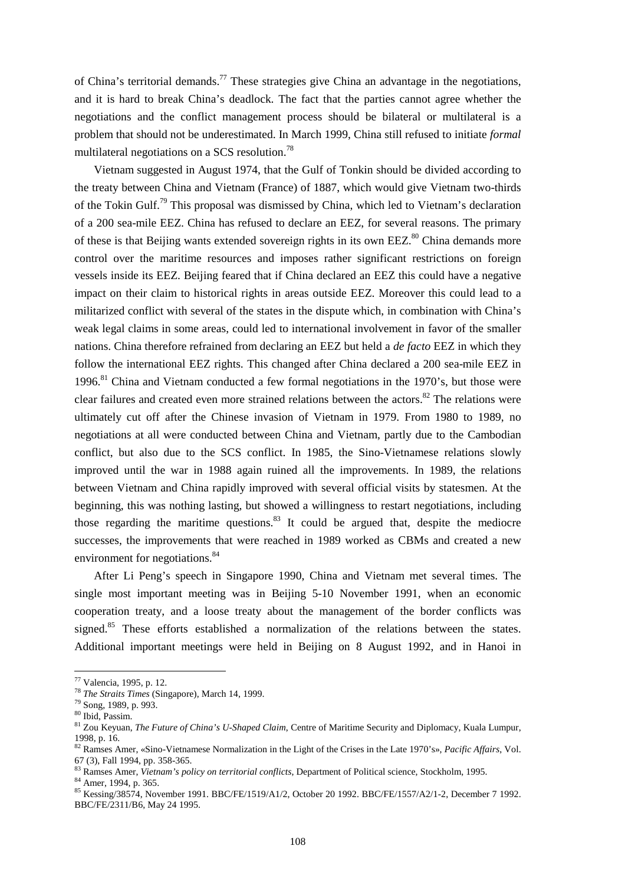of China's territorial demands.[77] These strategies give China an advantage in the negotiations, and it is hard to break China's deadlock. The fact that the parties cannot agree whether the negotiations and the conflict management process should be bilateral or multilateral is a problem that should not be underestimated. In March 1999, China still refused to initiate *formal* multilateral negotiations on a SCS resolution.[78]

Vietnam suggested in August 1974, that the Gulf of Tonkin should be divided according to the treaty between China and Vietnam (France) of 1887, which would give Vietnam two-thirds of the Tokin Gulf.[79] This proposal was dismissed by China, which led to Vietnam's declaration of a 200 sea-mile EEZ. China has refused to declare an EEZ, for several reasons. The primary of these is that Beijing wants extended sovereign rights in its own EEZ.[80] China demands more control over the maritime resources and imposes rather significant restrictions on foreign vessels inside its EEZ. Beijing feared that if China declared an EEZ this could have a negative impact on their claim to historical rights in areas outside EEZ. Moreover this could lead to a militarized conflict with several of the states in the dispute which, in combination with China's weak legal claims in some areas, could led to international involvement in favor of the smaller nations. China therefore refrained from declaring an EEZ but held a *de facto* EEZ in which they follow the international EEZ rights. This changed after China declared a 200 sea-mile EEZ in 1996.[81] China and Vietnam conducted a few formal negotiations in the 1970's, but those were clear failures and created even more strained relations between the actors.[82] The relations were ultimately cut off after the Chinese invasion of Vietnam in 1979. From 1980 to 1989, no negotiations at all were conducted between China and Vietnam, partly due to the Cambodian conflict, but also due to the SCS conflict. In 1985, the Sino-Vietnamese relations slowly improved until the war in 1988 again ruined all the improvements. In 1989, the relations between Vietnam and China rapidly improved with several official visits by statesmen. At the beginning, this was nothing lasting, but showed a willingness to restart negotiations, including those regarding the maritime questions.[83] It could be argued that, despite the mediocre successes, the improvements that were reached in 1989 worked as CBMs and created a new environment for negotiations.[84]

After Li Peng's speech in Singapore 1990, China and Vietnam met several times. The single most important meeting was in Beijing 5-10 November 1991, when an economic cooperation treaty, and a loose treaty about the management of the border conflicts was signed.[85] These efforts established a normalization of the relations between the states. Additional important meetings were held in Beijing on 8 August 1992, and in Hanoi in

---

[77] Valencia, 1995, p. 12.

[78] *The Straits Times* (Singapore), March 14, 1999.

[79] Song, 1989, p. 993.

[80] Ibid, Passim.

[81] Zou Keyuan, *The Future of China's U-Shaped Claim*, Centre of Maritime Security and Diplomacy, Kuala Lumpur, 1998, p. 16.

[82] Ramses Amer, «Sino-Vietnamese Normalization in the Light of the Crises in the Late 1970's», *Pacific Affairs*, Vol. 67 (3), Fall 1994, pp. 358-365.

[83] Ramses Amer, *Vietnam's policy on territorial conflicts*, Department of Political science, Stockholm, 1995.

[84] Amer, 1994, p. 365.

[85] Kessing/38574, November 1991. BBC/FE/1519/A1/2, October 20 1992. BBC/FE/1557/A2/1-2, December 7 1992. BBC/FE/2311/B6, May 24 1995.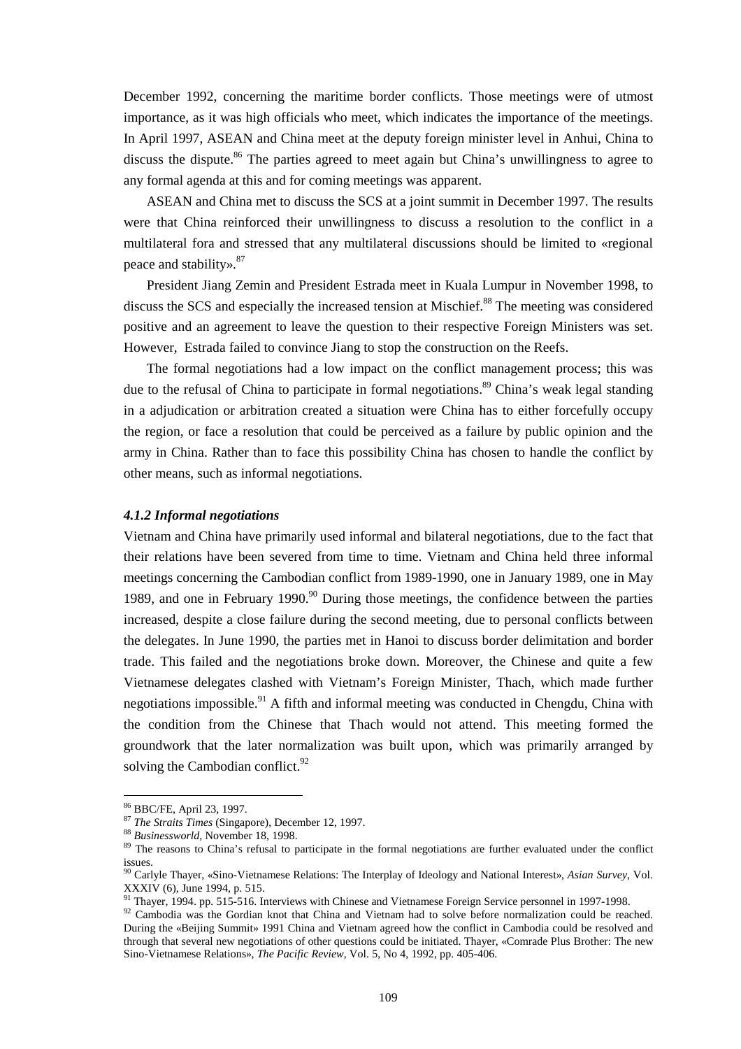December 1992, concerning the maritime border conflicts. Those meetings were of utmost importance, as it was high officials who meet, which indicates the importance of the meetings. In April 1997, ASEAN and China meet at the deputy foreign minister level in Anhui, China to discuss the dispute.[86] The parties agreed to meet again but China's unwillingness to agree to any formal agenda at this and for coming meetings was apparent.

ASEAN and China met to discuss the SCS at a joint summit in December 1997. The results were that China reinforced their unwillingness to discuss a resolution to the conflict in a multilateral fora and stressed that any multilateral discussions should be limited to «regional peace and stability».[87]

President Jiang Zemin and President Estrada meet in Kuala Lumpur in November 1998, to discuss the SCS and especially the increased tension at Mischief.[88] The meeting was considered positive and an agreement to leave the question to their respective Foreign Ministers was set. However, Estrada failed to convince Jiang to stop the construction on the Reefs.

The formal negotiations had a low impact on the conflict management process; this was due to the refusal of China to participate in formal negotiations.[89] China's weak legal standing in a adjudication or arbitration created a situation were China has to either forcefully occupy the region, or face a resolution that could be perceived as a failure by public opinion and the army in China. Rather than to face this possibility China has chosen to handle the conflict by other means, such as informal negotiations.

#### *4.1.2 Informal negotiations*

Vietnam and China have primarily used informal and bilateral negotiations, due to the fact that their relations have been severed from time to time. Vietnam and China held three informal meetings concerning the Cambodian conflict from 1989-1990, one in January 1989, one in May 1989, and one in February 1990.[90] During those meetings, the confidence between the parties increased, despite a close failure during the second meeting, due to personal conflicts between the delegates. In June 1990, the parties met in Hanoi to discuss border delimitation and border trade. This failed and the negotiations broke down. Moreover, the Chinese and quite a few Vietnamese delegates clashed with Vietnam's Foreign Minister, Thach, which made further negotiations impossible.[91] A fifth and informal meeting was conducted in Chengdu, China with the condition from the Chinese that Thach would not attend. This meeting formed the groundwork that the later normalization was built upon, which was primarily arranged by solving the Cambodian conflict.[92]

---

[86] BBC/FE, April 23, 1997.

[87] *The Straits Times* (Singapore), December 12, 1997.

[88] *Businessworld*, November 18, 1998.

[89] The reasons to China's refusal to participate in the formal negotiations are further evaluated under the conflict issues.

[90] Carlyle Thayer, «Sino-Vietnamese Relations: The Interplay of Ideology and National Interest», *Asian Survey*, Vol. XXXIV (6), June 1994, p. 515.

[91] Thayer, 1994. pp. 515-516. Interviews with Chinese and Vietnamese Foreign Service personnel in 1997-1998.

[92] Cambodia was the Gordian knot that China and Vietnam had to solve before normalization could be reached. During the «Beijing Summit» 1991 China and Vietnam agreed how the conflict in Cambodia could be resolved and through that several new negotiations of other questions could be initiated. Thayer, «Comrade Plus Brother: The new Sino-Vietnamese Relations», *The Pacific Review*, Vol. 5, No 4, 1992, pp. 405-406.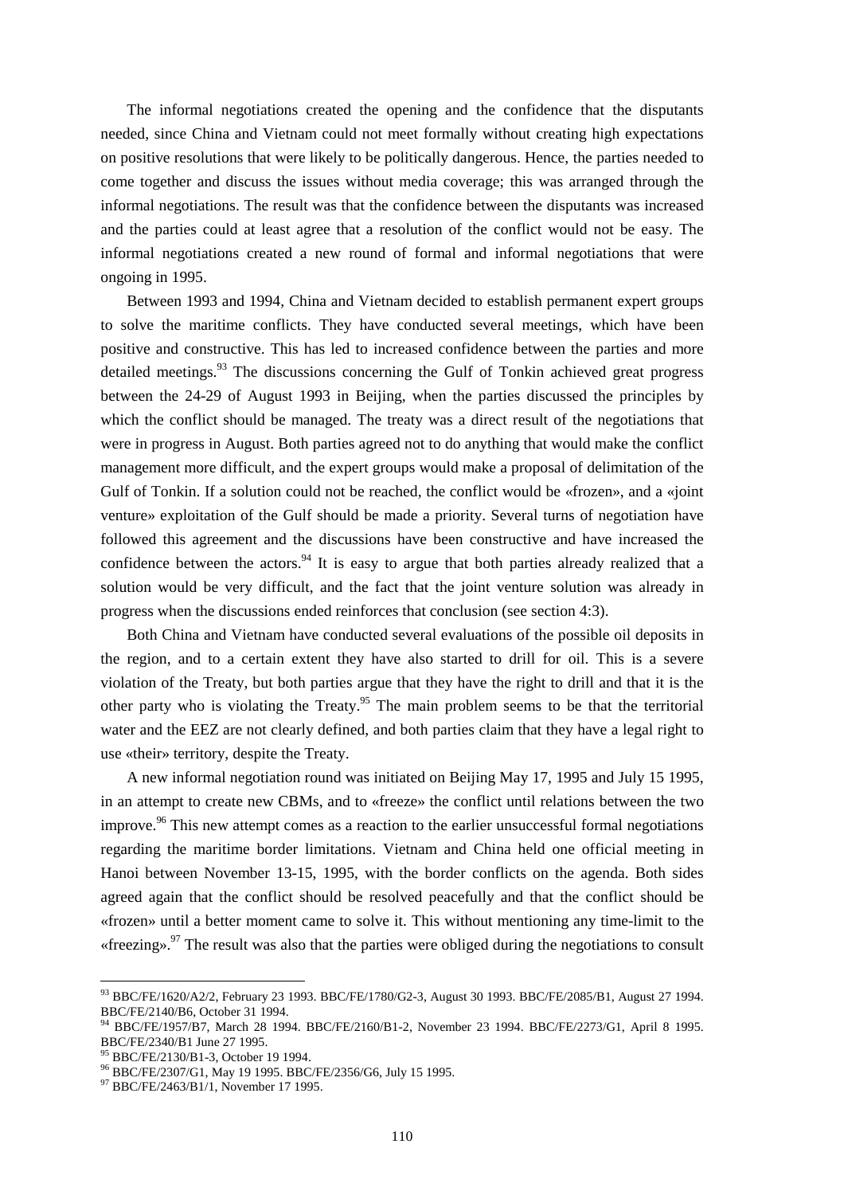The informal negotiations created the opening and the confidence that the disputants needed, since China and Vietnam could not meet formally without creating high expectations on positive resolutions that were likely to be politically dangerous. Hence, the parties needed to come together and discuss the issues without media coverage; this was arranged through the informal negotiations. The result was that the confidence between the disputants was increased and the parties could at least agree that a resolution of the conflict would not be easy. The informal negotiations created a new round of formal and informal negotiations that were ongoing in 1995.

Between 1993 and 1994, China and Vietnam decided to establish permanent expert groups to solve the maritime conflicts. They have conducted several meetings, which have been positive and constructive. This has led to increased confidence between the parties and more detailed meetings.[93] The discussions concerning the Gulf of Tonkin achieved great progress between the 24-29 of August 1993 in Beijing, when the parties discussed the principles by which the conflict should be managed. The treaty was a direct result of the negotiations that were in progress in August. Both parties agreed not to do anything that would make the conflict management more difficult, and the expert groups would make a proposal of delimitation of the Gulf of Tonkin. If a solution could not be reached, the conflict would be «frozen», and a «joint venture» exploitation of the Gulf should be made a priority. Several turns of negotiation have followed this agreement and the discussions have been constructive and have increased the confidence between the actors.[94] It is easy to argue that both parties already realized that a solution would be very difficult, and the fact that the joint venture solution was already in progress when the discussions ended reinforces that conclusion (see section 4:3).

Both China and Vietnam have conducted several evaluations of the possible oil deposits in the region, and to a certain extent they have also started to drill for oil. This is a severe violation of the Treaty, but both parties argue that they have the right to drill and that it is the other party who is violating the Treaty.[95] The main problem seems to be that the territorial water and the EEZ are not clearly defined, and both parties claim that they have a legal right to use «their» territory, despite the Treaty.

A new informal negotiation round was initiated on Beijing May 17, 1995 and July 15 1995, in an attempt to create new CBMs, and to «freeze» the conflict until relations between the two improve.[96] This new attempt comes as a reaction to the earlier unsuccessful formal negotiations regarding the maritime border limitations. Vietnam and China held one official meeting in Hanoi between November 13-15, 1995, with the border conflicts on the agenda. Both sides agreed again that the conflict should be resolved peacefully and that the conflict should be «frozen» until a better moment came to solve it. This without mentioning any time-limit to the «freezing».[97] The result was also that the parties were obliged during the negotiations to consult

---

[93] BBC/FE/1620/A2/2, February 23 1993. BBC/FE/1780/G2-3, August 30 1993. BBC/FE/2085/B1, August 27 1994. BBC/FE/2140/B6, October 31 1994.

[94] BBC/FE/1957/B7, March 28 1994. BBC/FE/2160/B1-2, November 23 1994. BBC/FE/2273/G1, April 8 1995. BBC/FE/2340/B1 June 27 1995.

[95] BBC/FE/2130/B1-3, October 19 1994.

[96] BBC/FE/2307/G1, May 19 1995. BBC/FE/2356/G6, July 15 1995.

[97] BBC/FE/2463/B1/1, November 17 1995.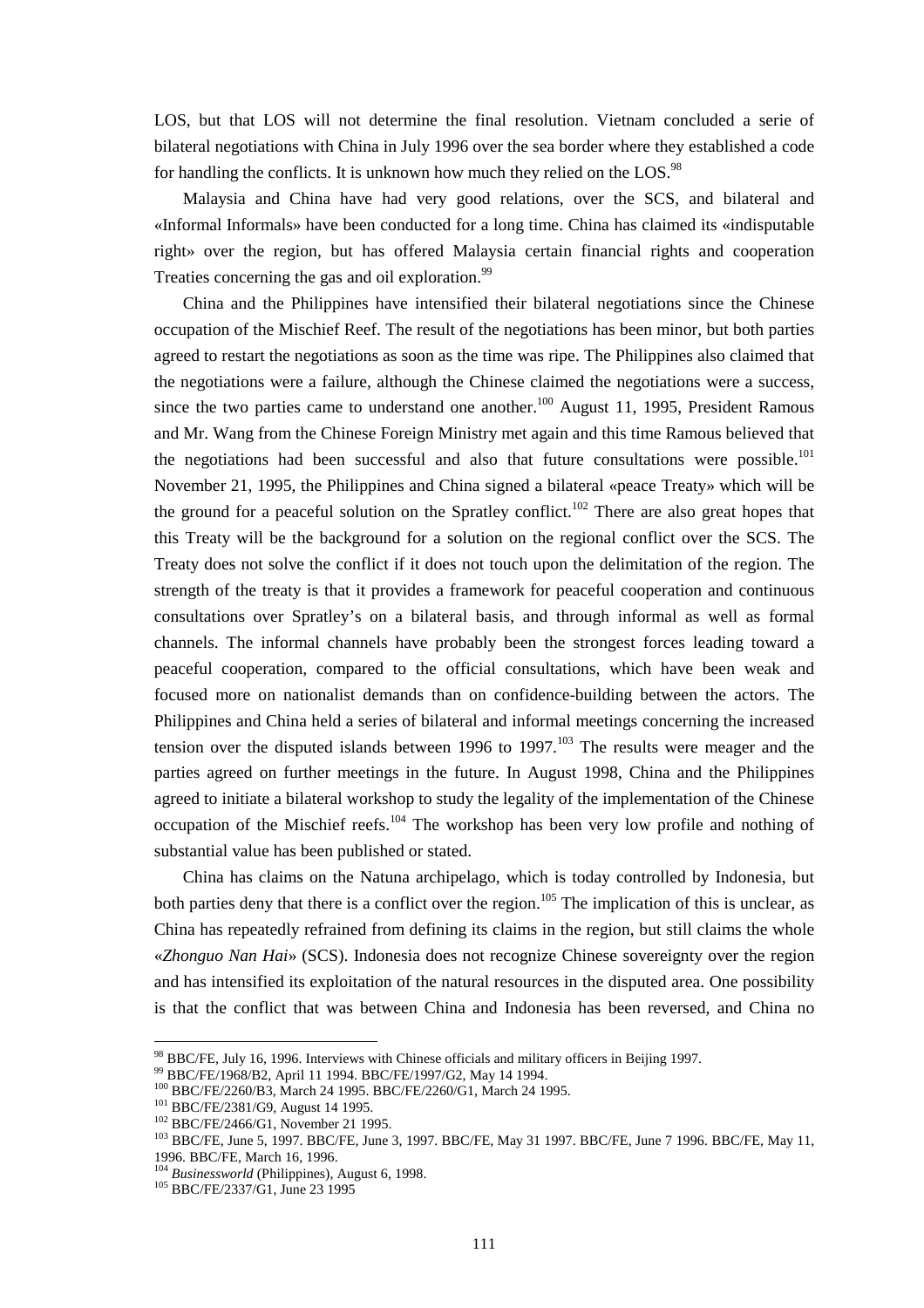LOS, but that LOS will not determine the final resolution. Vietnam concluded a serie of bilateral negotiations with China in July 1996 over the sea border where they established a code for handling the conflicts. It is unknown how much they relied on the LOS.[98]

Malaysia and China have had very good relations, over the SCS, and bilateral and «Informal Informals» have been conducted for a long time. China has claimed its «indisputable right» over the region, but has offered Malaysia certain financial rights and cooperation Treaties concerning the gas and oil exploration.[99]

China and the Philippines have intensified their bilateral negotiations since the Chinese occupation of the Mischief Reef. The result of the negotiations has been minor, but both parties agreed to restart the negotiations as soon as the time was ripe. The Philippines also claimed that the negotiations were a failure, although the Chinese claimed the negotiations were a success, since the two parties came to understand one another.[100] August 11, 1995, President Ramous and Mr. Wang from the Chinese Foreign Ministry met again and this time Ramous believed that the negotiations had been successful and also that future consultations were possible.[101] November 21, 1995, the Philippines and China signed a bilateral «peace Treaty» which will be the ground for a peaceful solution on the Spratley conflict.[102] There are also great hopes that this Treaty will be the background for a solution on the regional conflict over the SCS. The Treaty does not solve the conflict if it does not touch upon the delimitation of the region. The strength of the treaty is that it provides a framework for peaceful cooperation and continuous consultations over Spratley's on a bilateral basis, and through informal as well as formal channels. The informal channels have probably been the strongest forces leading toward a peaceful cooperation, compared to the official consultations, which have been weak and focused more on nationalist demands than on confidence-building between the actors. The Philippines and China held a series of bilateral and informal meetings concerning the increased tension over the disputed islands between 1996 to 1997.[103] The results were meager and the parties agreed on further meetings in the future. In August 1998, China and the Philippines agreed to initiate a bilateral workshop to study the legality of the implementation of the Chinese occupation of the Mischief reefs.[104] The workshop has been very low profile and nothing of substantial value has been published or stated.

China has claims on the Natuna archipelago, which is today controlled by Indonesia, but both parties deny that there is a conflict over the region.[105] The implication of this is unclear, as China has repeatedly refrained from defining its claims in the region, but still claims the whole «*Zhonguo Nan Hai*» (SCS). Indonesia does not recognize Chinese sovereignty over the region and has intensified its exploitation of the natural resources in the disputed area. One possibility is that the conflict that was between China and Indonesia has been reversed, and China no

---

[98] BBC/FE, July 16, 1996. Interviews with Chinese officials and military officers in Beijing 1997.
[99] BBC/FE/1968/B2, April 11 1994. BBC/FE/1997/G2, May 14 1994.
[100] BBC/FE/2260/B3, March 24 1995. BBC/FE/2260/G1, March 24 1995.
[101] BBC/FE/2381/G9, August 14 1995.
[102] BBC/FE/2466/G1, November 21 1995.
[103] BBC/FE, June 5, 1997. BBC/FE, June 3, 1997. BBC/FE, May 31 1997. BBC/FE, June 7 1996. BBC/FE, May 11, 1996. BBC/FE, March 16, 1996.
[104] *Businessworld* (Philippines), August 6, 1998.
[105] BBC/FE/2337/G1, June 23 1995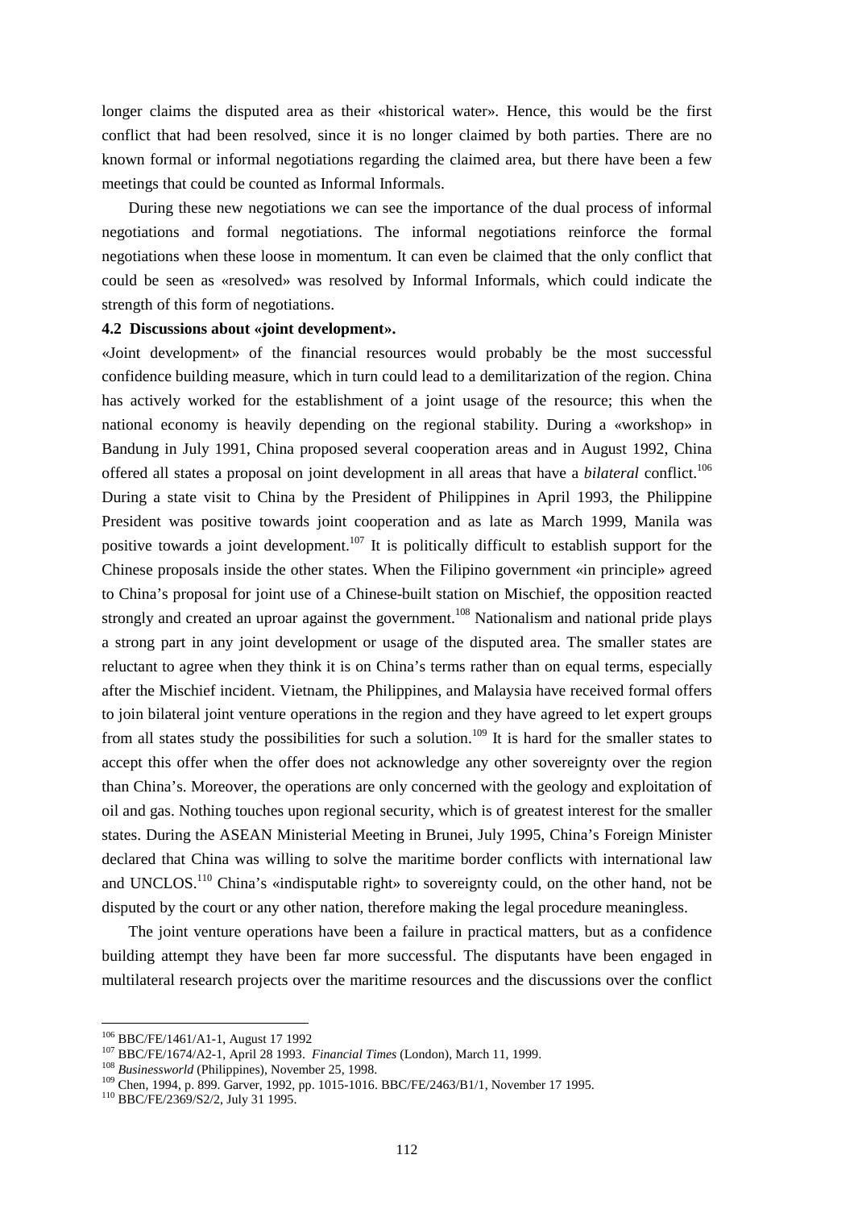longer claims the disputed area as their «historical water». Hence, this would be the first conflict that had been resolved, since it is no longer claimed by both parties. There are no known formal or informal negotiations regarding the claimed area, but there have been a few meetings that could be counted as Informal Informals.

During these new negotiations we can see the importance of the dual process of informal negotiations and formal negotiations. The informal negotiations reinforce the formal negotiations when these loose in momentum. It can even be claimed that the only conflict that could be seen as «resolved» was resolved by Informal Informals, which could indicate the strength of this form of negotiations.

### 4.2 Discussions about «joint development».

«Joint development» of the financial resources would probably be the most successful confidence building measure, which in turn could lead to a demilitarization of the region. China has actively worked for the establishment of a joint usage of the resource; this when the national economy is heavily depending on the regional stability. During a «workshop» in Bandung in July 1991, China proposed several cooperation areas and in August 1992, China offered all states a proposal on joint development in all areas that have a *bilateral* conflict.[106] During a state visit to China by the President of Philippines in April 1993, the Philippine President was positive towards joint cooperation and as late as March 1999, Manila was positive towards a joint development.[107] It is politically difficult to establish support for the Chinese proposals inside the other states. When the Filipino government «in principle» agreed to China's proposal for joint use of a Chinese-built station on Mischief, the opposition reacted strongly and created an uproar against the government.[108] Nationalism and national pride plays a strong part in any joint development or usage of the disputed area. The smaller states are reluctant to agree when they think it is on China's terms rather than on equal terms, especially after the Mischief incident. Vietnam, the Philippines, and Malaysia have received formal offers to join bilateral joint venture operations in the region and they have agreed to let expert groups from all states study the possibilities for such a solution.[109] It is hard for the smaller states to accept this offer when the offer does not acknowledge any other sovereignty over the region than China's. Moreover, the operations are only concerned with the geology and exploitation of oil and gas. Nothing touches upon regional security, which is of greatest interest for the smaller states. During the ASEAN Ministerial Meeting in Brunei, July 1995, China's Foreign Minister declared that China was willing to solve the maritime border conflicts with international law and UNCLOS.[110] China's «indisputable right» to sovereignty could, on the other hand, not be disputed by the court or any other nation, therefore making the legal procedure meaningless.

The joint venture operations have been a failure in practical matters, but as a confidence building attempt they have been far more successful. The disputants have been engaged in multilateral research projects over the maritime resources and the discussions over the conflict

---

[106] BBC/FE/1461/A1-1, August 17 1992

[107] BBC/FE/1674/A2-1, April 28 1993. *Financial Times* (London), March 11, 1999.

[108] *Businessworld* (Philippines), November 25, 1998.

[109] Chen, 1994, p. 899. Garver, 1992, pp. 1015-1016. BBC/FE/2463/B1/1, November 17 1995.

[110] BBC/FE/2369/S2/2, July 31 1995.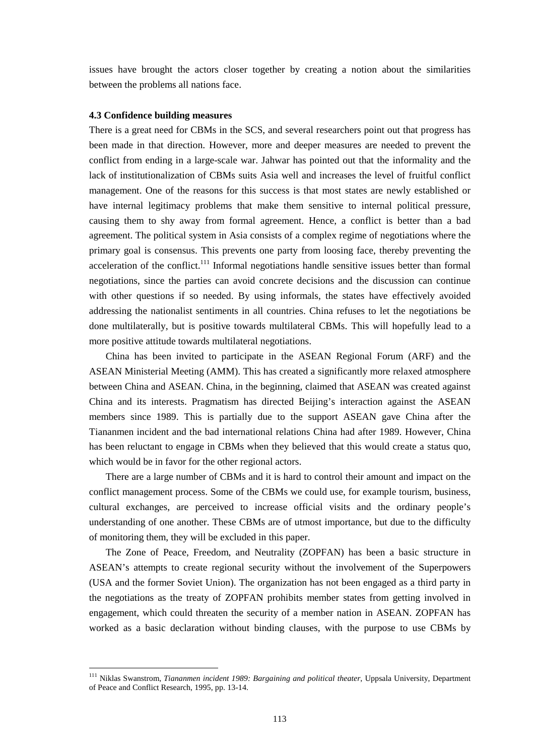issues have brought the actors closer together by creating a notion about the similarities between the problems all nations face.

### 4.3 Confidence building measures

There is a great need for CBMs in the SCS, and several researchers point out that progress has been made in that direction. However, more and deeper measures are needed to prevent the conflict from ending in a large-scale war. Jahwar has pointed out that the informality and the lack of institutionalization of CBMs suits Asia well and increases the level of fruitful conflict management. One of the reasons for this success is that most states are newly established or have internal legitimacy problems that make them sensitive to internal political pressure, causing them to shy away from formal agreement. Hence, a conflict is better than a bad agreement. The political system in Asia consists of a complex regime of negotiations where the primary goal is consensus. This prevents one party from loosing face, thereby preventing the acceleration of the conflict.[111] Informal negotiations handle sensitive issues better than formal negotiations, since the parties can avoid concrete decisions and the discussion can continue with other questions if so needed. By using informals, the states have effectively avoided addressing the nationalist sentiments in all countries. China refuses to let the negotiations be done multilaterally, but is positive towards multilateral CBMs. This will hopefully lead to a more positive attitude towards multilateral negotiations.

China has been invited to participate in the ASEAN Regional Forum (ARF) and the ASEAN Ministerial Meeting (AMM). This has created a significantly more relaxed atmosphere between China and ASEAN. China, in the beginning, claimed that ASEAN was created against China and its interests. Pragmatism has directed Beijing's interaction against the ASEAN members since 1989. This is partially due to the support ASEAN gave China after the Tiananmen incident and the bad international relations China had after 1989. However, China has been reluctant to engage in CBMs when they believed that this would create a status quo, which would be in favor for the other regional actors.

There are a large number of CBMs and it is hard to control their amount and impact on the conflict management process. Some of the CBMs we could use, for example tourism, business, cultural exchanges, are perceived to increase official visits and the ordinary people's understanding of one another. These CBMs are of utmost importance, but due to the difficulty of monitoring them, they will be excluded in this paper.

The Zone of Peace, Freedom, and Neutrality (ZOPFAN) has been a basic structure in ASEAN's attempts to create regional security without the involvement of the Superpowers (USA and the former Soviet Union). The organization has not been engaged as a third party in the negotiations as the treaty of ZOPFAN prohibits member states from getting involved in engagement, which could threaten the security of a member nation in ASEAN. ZOPFAN has worked as a basic declaration without binding clauses, with the purpose to use CBMs by

---

[111] Niklas Swanstrom, *Tiananmen incident 1989: Bargaining and political theater*, Uppsala University, Department of Peace and Conflict Research, 1995, pp. 13-14.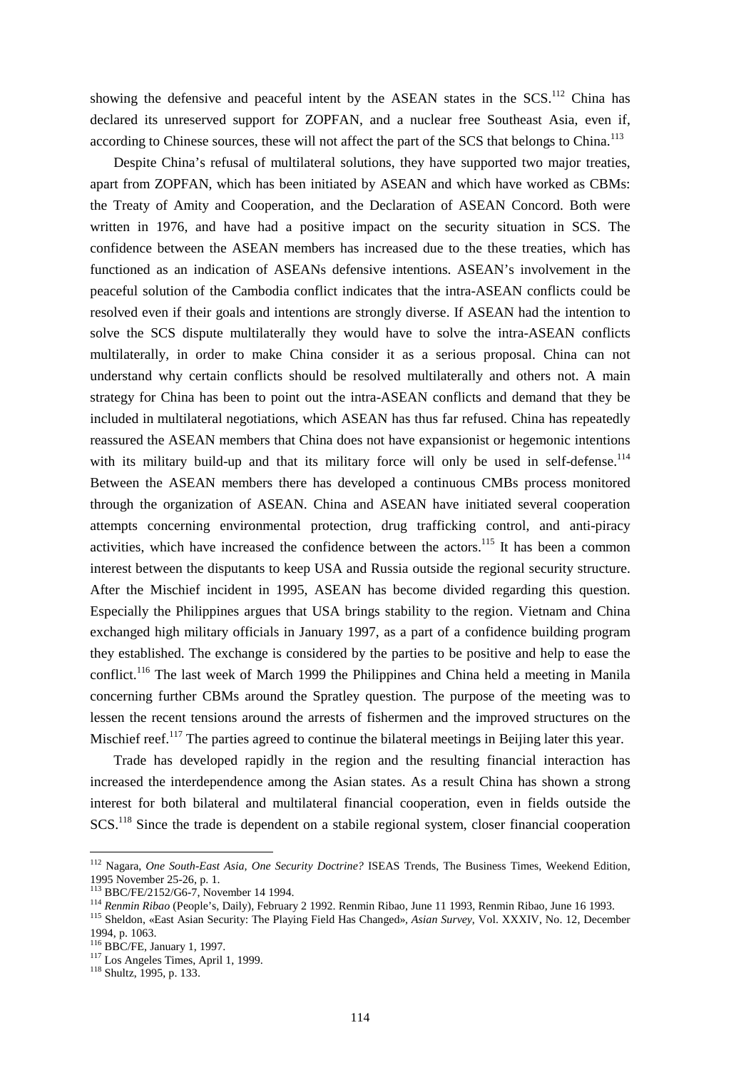showing the defensive and peaceful intent by the ASEAN states in the SCS.[112] China has declared its unreserved support for ZOPFAN, and a nuclear free Southeast Asia, even if, according to Chinese sources, these will not affect the part of the SCS that belongs to China.[113]

Despite China's refusal of multilateral solutions, they have supported two major treaties, apart from ZOPFAN, which has been initiated by ASEAN and which have worked as CBMs: the Treaty of Amity and Cooperation, and the Declaration of ASEAN Concord. Both were written in 1976, and have had a positive impact on the security situation in SCS. The confidence between the ASEAN members has increased due to the these treaties, which has functioned as an indication of ASEANs defensive intentions. ASEAN's involvement in the peaceful solution of the Cambodia conflict indicates that the intra-ASEAN conflicts could be resolved even if their goals and intentions are strongly diverse. If ASEAN had the intention to solve the SCS dispute multilaterally they would have to solve the intra-ASEAN conflicts multilaterally, in order to make China consider it as a serious proposal. China can not understand why certain conflicts should be resolved multilaterally and others not. A main strategy for China has been to point out the intra-ASEAN conflicts and demand that they be included in multilateral negotiations, which ASEAN has thus far refused. China has repeatedly reassured the ASEAN members that China does not have expansionist or hegemonic intentions with its military build-up and that its military force will only be used in self-defense.[114] Between the ASEAN members there has developed a continuous CMBs process monitored through the organization of ASEAN. China and ASEAN have initiated several cooperation attempts concerning environmental protection, drug trafficking control, and anti-piracy activities, which have increased the confidence between the actors.[115] It has been a common interest between the disputants to keep USA and Russia outside the regional security structure. After the Mischief incident in 1995, ASEAN has become divided regarding this question. Especially the Philippines argues that USA brings stability to the region. Vietnam and China exchanged high military officials in January 1997, as a part of a confidence building program they established. The exchange is considered by the parties to be positive and help to ease the conflict.[116] The last week of March 1999 the Philippines and China held a meeting in Manila concerning further CBMs around the Spratley question. The purpose of the meeting was to lessen the recent tensions around the arrests of fishermen and the improved structures on the Mischief reef.[117] The parties agreed to continue the bilateral meetings in Beijing later this year.

Trade has developed rapidly in the region and the resulting financial interaction has increased the interdependence among the Asian states. As a result China has shown a strong interest for both bilateral and multilateral financial cooperation, even in fields outside the SCS.[118] Since the trade is dependent on a stabile regional system, closer financial cooperation

---

[112] Nagara, *One South-East Asia, One Security Doctrine?* ISEAS Trends, The Business Times, Weekend Edition, 1995 November 25-26, p. 1.

[113] BBC/FE/2152/G6-7, November 14 1994.

[114] *Renmin Ribao* (People's, Daily), February 2 1992. Renmin Ribao, June 11 1993, Renmin Ribao, June 16 1993.

[115] Sheldon, «East Asian Security: The Playing Field Has Changed», *Asian Survey*, Vol. XXXIV, No. 12, December 1994, p. 1063.

[116] BBC/FE, January 1, 1997.

[117] Los Angeles Times, April 1, 1999.

[118] Shultz, 1995, p. 133.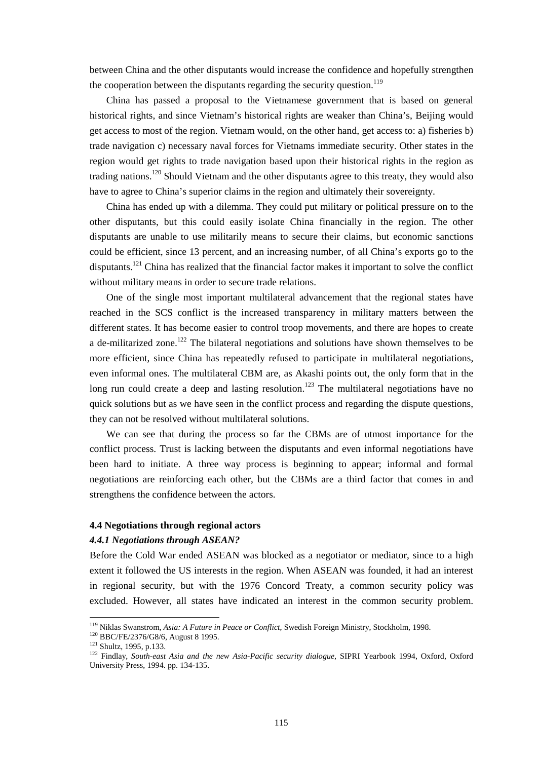between China and the other disputants would increase the confidence and hopefully strengthen the cooperation between the disputants regarding the security question.[119]

China has passed a proposal to the Vietnamese government that is based on general historical rights, and since Vietnam's historical rights are weaker than China's, Beijing would get access to most of the region. Vietnam would, on the other hand, get access to: a) fisheries b) trade navigation c) necessary naval forces for Vietnams immediate security. Other states in the region would get rights to trade navigation based upon their historical rights in the region as trading nations.[120] Should Vietnam and the other disputants agree to this treaty, they would also have to agree to China's superior claims in the region and ultimately their sovereignty.

China has ended up with a dilemma. They could put military or political pressure on to the other disputants, but this could easily isolate China financially in the region. The other disputants are unable to use militarily means to secure their claims, but economic sanctions could be efficient, since 13 percent, and an increasing number, of all China's exports go to the disputants.[121] China has realized that the financial factor makes it important to solve the conflict without military means in order to secure trade relations.

One of the single most important multilateral advancement that the regional states have reached in the SCS conflict is the increased transparency in military matters between the different states. It has become easier to control troop movements, and there are hopes to create a de-militarized zone.[122] The bilateral negotiations and solutions have shown themselves to be more efficient, since China has repeatedly refused to participate in multilateral negotiations, even informal ones. The multilateral CBM are, as Akashi points out, the only form that in the long run could create a deep and lasting resolution.[123] The multilateral negotiations have no quick solutions but as we have seen in the conflict process and regarding the dispute questions, they can not be resolved without multilateral solutions.

We can see that during the process so far the CBMs are of utmost importance for the conflict process. Trust is lacking between the disputants and even informal negotiations have been hard to initiate. A three way process is beginning to appear; informal and formal negotiations are reinforcing each other, but the CBMs are a third factor that comes in and strengthens the confidence between the actors.

### 4.4 Negotiations through regional actors

#### *4.4.1 Negotiations through ASEAN?*

Before the Cold War ended ASEAN was blocked as a negotiator or mediator, since to a high extent it followed the US interests in the region. When ASEAN was founded, it had an interest in regional security, but with the 1976 Concord Treaty, a common security policy was excluded. However, all states have indicated an interest in the common security problem.

---

[119] Niklas Swanstrom, *Asia: A Future in Peace or Conflict*, Swedish Foreign Ministry, Stockholm, 1998.

[120] BBC/FE/2376/G8/6, August 8 1995.

[121] Shultz, 1995, p.133.

[122] Findlay, *South-east Asia and the new Asia-Pacific security dialogue*, SIPRI Yearbook 1994, Oxford, Oxford University Press, 1994. pp. 134-135.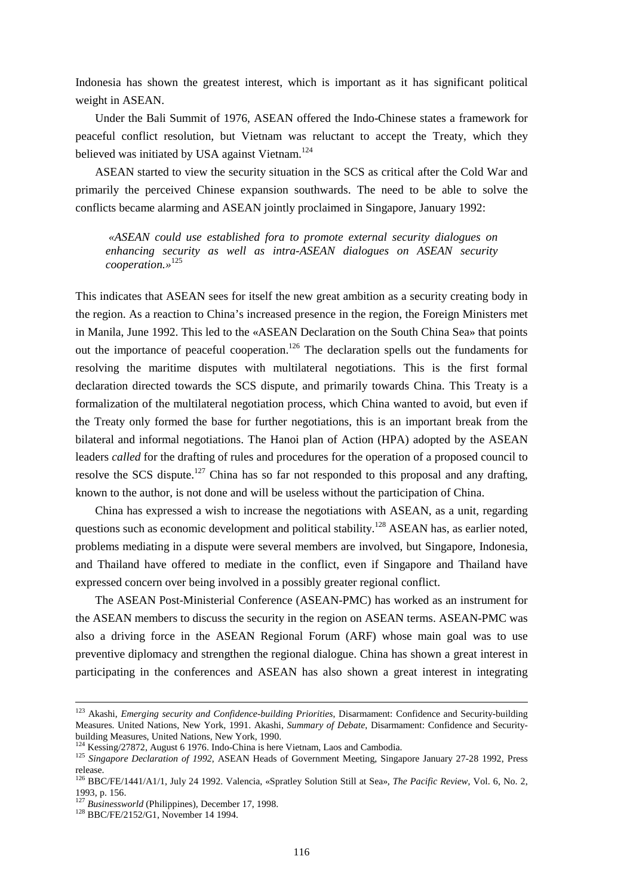Indonesia has shown the greatest interest, which is important as it has significant political weight in ASEAN.

Under the Bali Summit of 1976, ASEAN offered the Indo-Chinese states a framework for peaceful conflict resolution, but Vietnam was reluctant to accept the Treaty, which they believed was initiated by USA against Vietnam.[124]

ASEAN started to view the security situation in the SCS as critical after the Cold War and primarily the perceived Chinese expansion southwards. The need to be able to solve the conflicts became alarming and ASEAN jointly proclaimed in Singapore, January 1992:

> «*ASEAN could use established fora to promote external security dialogues on enhancing security as well as intra-ASEAN dialogues on ASEAN security cooperation.*»[125]

This indicates that ASEAN sees for itself the new great ambition as a security creating body in the region. As a reaction to China's increased presence in the region, the Foreign Ministers met in Manila, June 1992. This led to the «ASEAN Declaration on the South China Sea» that points out the importance of peaceful cooperation.[126] The declaration spells out the fundaments for resolving the maritime disputes with multilateral negotiations. This is the first formal declaration directed towards the SCS dispute, and primarily towards China. This Treaty is a formalization of the multilateral negotiation process, which China wanted to avoid, but even if the Treaty only formed the base for further negotiations, this is an important break from the bilateral and informal negotiations. The Hanoi plan of Action (HPA) adopted by the ASEAN leaders *called* for the drafting of rules and procedures for the operation of a proposed council to resolve the SCS dispute.[127] China has so far not responded to this proposal and any drafting, known to the author, is not done and will be useless without the participation of China.

China has expressed a wish to increase the negotiations with ASEAN, as a unit, regarding questions such as economic development and political stability.[128] ASEAN has, as earlier noted, problems mediating in a dispute were several members are involved, but Singapore, Indonesia, and Thailand have offered to mediate in the conflict, even if Singapore and Thailand have expressed concern over being involved in a possibly greater regional conflict.

The ASEAN Post-Ministerial Conference (ASEAN-PMC) has worked as an instrument for the ASEAN members to discuss the security in the region on ASEAN terms. ASEAN-PMC was also a driving force in the ASEAN Regional Forum (ARF) whose main goal was to use preventive diplomacy and strengthen the regional dialogue. China has shown a great interest in participating in the conferences and ASEAN has also shown a great interest in integrating

---

[123] Akashi, *Emerging security and Confidence-building Priorities*, Disarmament: Confidence and Security-building Measures. United Nations, New York, 1991. Akashi, *Summary of Debate*, Disarmament: Confidence and Security-building Measures, United Nations, New York, 1990.

[124] Kessing/27872, August 6 1976. Indo-China is here Vietnam, Laos and Cambodia.

[125] *Singapore Declaration of 1992*, ASEAN Heads of Government Meeting, Singapore January 27-28 1992, Press release.

[126] BBC/FE/1441/A1/1, July 24 1992. Valencia, «Spratley Solution Still at Sea», *The Pacific Review*, Vol. 6, No. 2, 1993, p. 156.

[127] *Businessworld* (Philippines), December 17, 1998.

[128] BBC/FE/2152/G1, November 14 1994.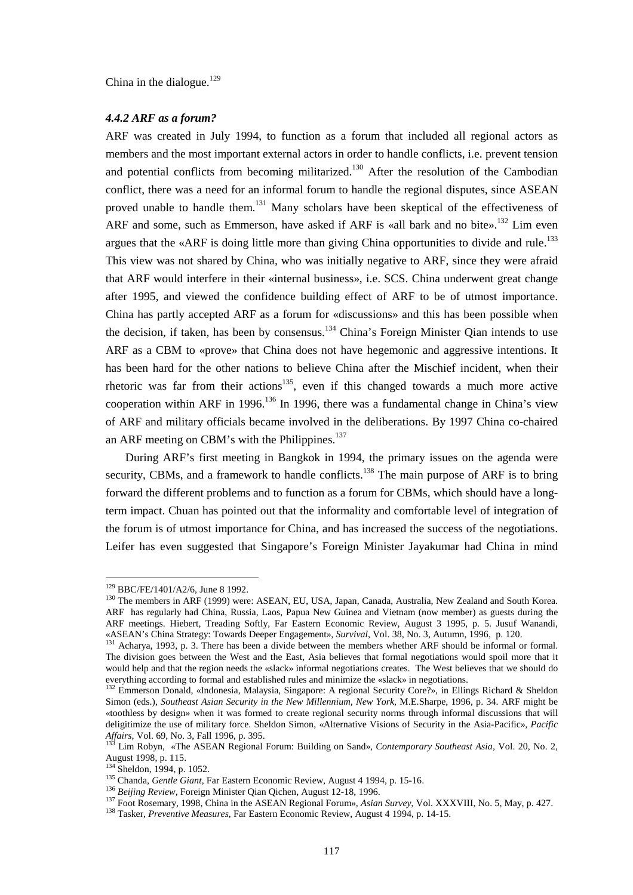China in the dialogue.[129]

#### *4.4.2 ARF as a forum?*

ARF was created in July 1994, to function as a forum that included all regional actors as members and the most important external actors in order to handle conflicts, i.e. prevent tension and potential conflicts from becoming militarized.[130] After the resolution of the Cambodian conflict, there was a need for an informal forum to handle the regional disputes, since ASEAN proved unable to handle them.[131] Many scholars have been skeptical of the effectiveness of ARF and some, such as Emmerson, have asked if ARF is «all bark and no bite».[132] Lim even argues that the «ARF is doing little more than giving China opportunities to divide and rule.[133] This view was not shared by China, who was initially negative to ARF, since they were afraid that ARF would interfere in their «internal business», i.e. SCS. China underwent great change after 1995, and viewed the confidence building effect of ARF to be of utmost importance. China has partly accepted ARF as a forum for «discussions» and this has been possible when the decision, if taken, has been by consensus.[134] China's Foreign Minister Qian intends to use ARF as a CBM to «prove» that China does not have hegemonic and aggressive intentions. It has been hard for the other nations to believe China after the Mischief incident, when their rhetoric was far from their actions[135], even if this changed towards a much more active cooperation within ARF in 1996.[136] In 1996, there was a fundamental change in China's view of ARF and military officials became involved in the deliberations. By 1997 China co-chaired an ARF meeting on CBM's with the Philippines.[137]

During ARF's first meeting in Bangkok in 1994, the primary issues on the agenda were security, CBMs, and a framework to handle conflicts.[138] The main purpose of ARF is to bring forward the different problems and to function as a forum for CBMs, which should have a long-term impact. Chuan has pointed out that the informality and comfortable level of integration of the forum is of utmost importance for China, and has increased the success of the negotiations. Leifer has even suggested that Singapore's Foreign Minister Jayakumar had China in mind

---

[129] BBC/FE/1401/A2/6, June 8 1992.

[130] The members in ARF (1999) were: ASEAN, EU, USA, Japan, Canada, Australia, New Zealand and South Korea. ARF has regularly had China, Russia, Laos, Papua New Guinea and Vietnam (now member) as guests during the ARF meetings. Hiebert, Treading Softly, Far Eastern Economic Review, August 3 1995, p. 5. Jusuf Wanandi, «ASEAN's China Strategy: Towards Deeper Engagement», *Survival*, Vol. 38, No. 3, Autumn, 1996, p. 120.

[131] Acharya, 1993, p. 3. There has been a divide between the members whether ARF should be informal or formal. The division goes between the West and the East, Asia believes that formal negotiations would spoil more that it would help and that the region needs the «slack» informal negotiations creates. The West believes that we should do everything according to formal and established rules and minimize the «slack» in negotiations.

[132] Emmerson Donald, «Indonesia, Malaysia, Singapore: A regional Security Core?», in Ellings Richard & Sheldon Simon (eds.), *Southeast Asian Security in the New Millennium, New York*, M.E.Sharpe, 1996, p. 34. ARF might be «toothless by design» when it was formed to create regional security norms through informal discussions that will deligitimize the use of military force. Sheldon Simon, «Alternative Visions of Security in the Asia-Pacific», *Pacific Affairs*, Vol. 69, No. 3, Fall 1996, p. 395.

[133] Lim Robyn, «The ASEAN Regional Forum: Building on Sand», *Contemporary Southeast Asia*, Vol. 20, No. 2, August 1998, p. 115.

[134] Sheldon, 1994, p. 1052.

[135] Chanda, *Gentle Giant*, Far Eastern Economic Review, August 4 1994, p. 15-16.

[136] *Beijing Review*, Foreign Minister Qian Qichen, August 12-18, 1996.

[137] Foot Rosemary, 1998, China in the ASEAN Regional Forum», *Asian Survey*, Vol. XXXVIII, No. 5, May, p. 427.

[138] Tasker, *Preventive Measures*, Far Eastern Economic Review, August 4 1994, p. 14-15.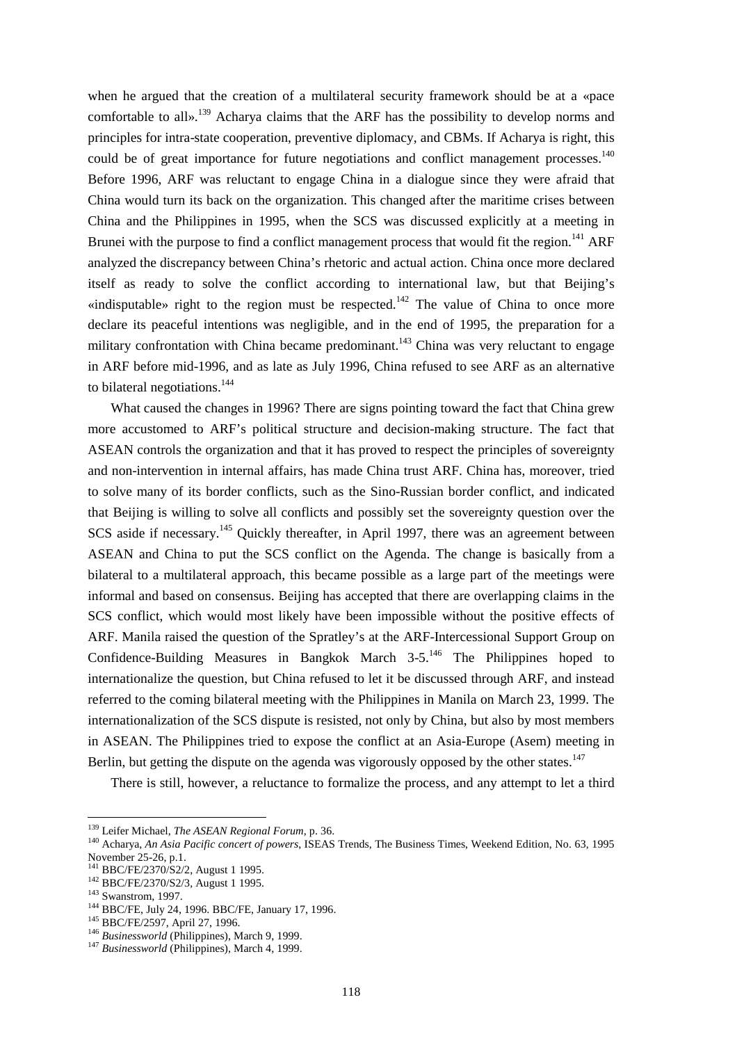when he argued that the creation of a multilateral security framework should be at a «pace comfortable to all».[139] Acharya claims that the ARF has the possibility to develop norms and principles for intra-state cooperation, preventive diplomacy, and CBMs. If Acharya is right, this could be of great importance for future negotiations and conflict management processes.[140] Before 1996, ARF was reluctant to engage China in a dialogue since they were afraid that China would turn its back on the organization. This changed after the maritime crises between China and the Philippines in 1995, when the SCS was discussed explicitly at a meeting in Brunei with the purpose to find a conflict management process that would fit the region.[141] ARF analyzed the discrepancy between China's rhetoric and actual action. China once more declared itself as ready to solve the conflict according to international law, but that Beijing's «indisputable» right to the region must be respected.[142] The value of China to once more declare its peaceful intentions was negligible, and in the end of 1995, the preparation for a military confrontation with China became predominant.[143] China was very reluctant to engage in ARF before mid-1996, and as late as July 1996, China refused to see ARF as an alternative to bilateral negotiations.[144]

What caused the changes in 1996? There are signs pointing toward the fact that China grew more accustomed to ARF's political structure and decision-making structure. The fact that ASEAN controls the organization and that it has proved to respect the principles of sovereignty and non-intervention in internal affairs, has made China trust ARF. China has, moreover, tried to solve many of its border conflicts, such as the Sino-Russian border conflict, and indicated that Beijing is willing to solve all conflicts and possibly set the sovereignty question over the SCS aside if necessary.[145] Quickly thereafter, in April 1997, there was an agreement between ASEAN and China to put the SCS conflict on the Agenda. The change is basically from a bilateral to a multilateral approach, this became possible as a large part of the meetings were informal and based on consensus. Beijing has accepted that there are overlapping claims in the SCS conflict, which would most likely have been impossible without the positive effects of ARF. Manila raised the question of the Spratley's at the ARF-Intercessional Support Group on Confidence-Building Measures in Bangkok March 3-5.[146] The Philippines hoped to internationalize the question, but China refused to let it be discussed through ARF, and instead referred to the coming bilateral meeting with the Philippines in Manila on March 23, 1999. The internationalization of the SCS dispute is resisted, not only by China, but also by most members in ASEAN. The Philippines tried to expose the conflict at an Asia-Europe (Asem) meeting in Berlin, but getting the dispute on the agenda was vigorously opposed by the other states.[147]

There is still, however, a reluctance to formalize the process, and any attempt to let a third

---

[139] Leifer Michael, *The ASEAN Regional Forum*, p. 36.

[140] Acharya, *An Asia Pacific concert of powers*, ISEAS Trends, The Business Times, Weekend Edition, No. 63, 1995 November 25-26, p.1.

[141] BBC/FE/2370/S2/2, August 1 1995.

[142] BBC/FE/2370/S2/3, August 1 1995.

[143] Swanstrom, 1997.

[144] BBC/FE, July 24, 1996. BBC/FE, January 17, 1996.

[145] BBC/FE/2597, April 27, 1996.

[146] *Businessworld* (Philippines), March 9, 1999.

[147] *Businessworld* (Philippines), March 4, 1999.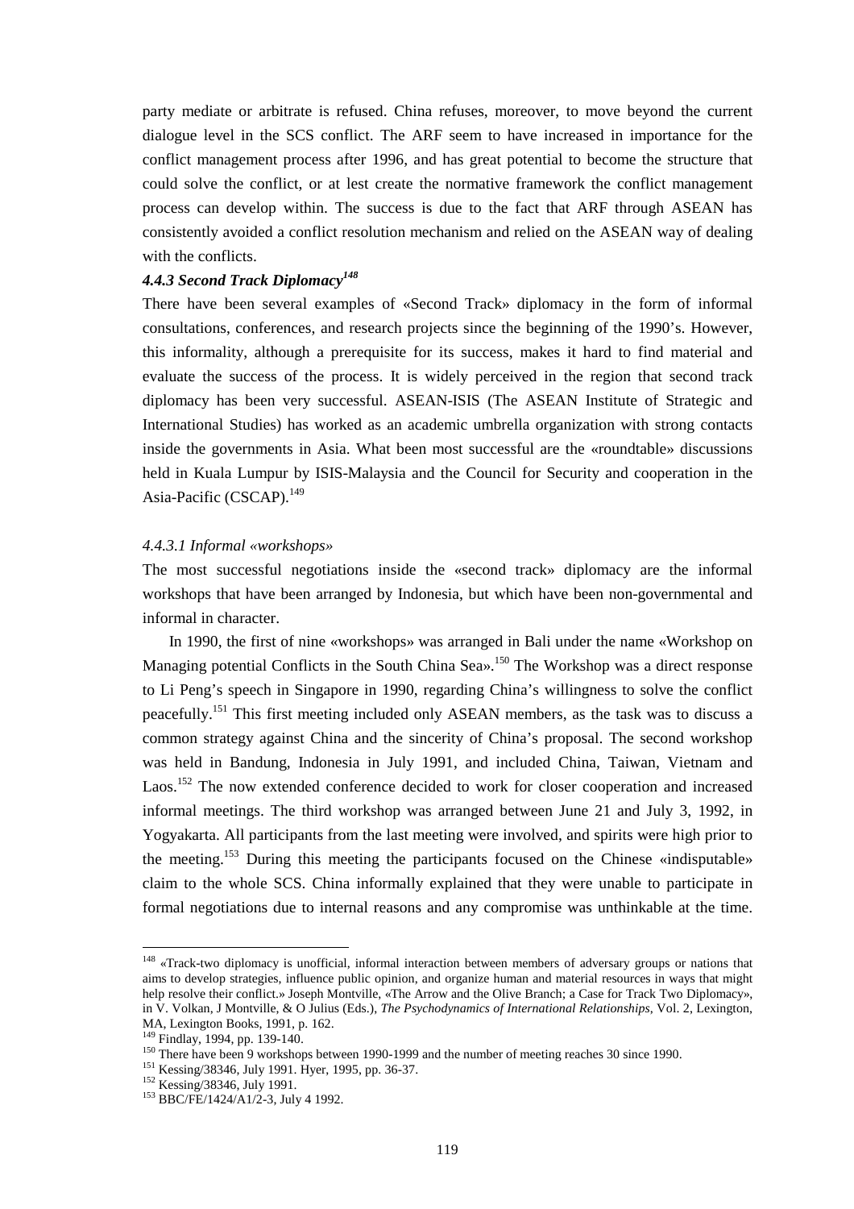party mediate or arbitrate is refused. China refuses, moreover, to move beyond the current dialogue level in the SCS conflict. The ARF seem to have increased in importance for the conflict management process after 1996, and has great potential to become the structure that could solve the conflict, or at lest create the normative framework the conflict management process can develop within. The success is due to the fact that ARF through ASEAN has consistently avoided a conflict resolution mechanism and relied on the ASEAN way of dealing with the conflicts.

### *4.4.3 Second Track Diplomacy*[148]

There have been several examples of «Second Track» diplomacy in the form of informal consultations, conferences, and research projects since the beginning of the 1990's. However, this informality, although a prerequisite for its success, makes it hard to find material and evaluate the success of the process. It is widely perceived in the region that second track diplomacy has been very successful. ASEAN-ISIS (The ASEAN Institute of Strategic and International Studies) has worked as an academic umbrella organization with strong contacts inside the governments in Asia. What been most successful are the «roundtable» discussions held in Kuala Lumpur by ISIS-Malaysia and the Council for Security and cooperation in the Asia-Pacific (CSCAP).[149]

#### *4.4.3.1 Informal «workshops»*

The most successful negotiations inside the «second track» diplomacy are the informal workshops that have been arranged by Indonesia, but which have been non-governmental and informal in character.

In 1990, the first of nine «workshops» was arranged in Bali under the name «Workshop on Managing potential Conflicts in the South China Sea».[150] The Workshop was a direct response to Li Peng's speech in Singapore in 1990, regarding China's willingness to solve the conflict peacefully.[151] This first meeting included only ASEAN members, as the task was to discuss a common strategy against China and the sincerity of China's proposal. The second workshop was held in Bandung, Indonesia in July 1991, and included China, Taiwan, Vietnam and Laos.[152] The now extended conference decided to work for closer cooperation and increased informal meetings. The third workshop was arranged between June 21 and July 3, 1992, in Yogyakarta. All participants from the last meeting were involved, and spirits were high prior to the meeting.[153] During this meeting the participants focused on the Chinese «indisputable» claim to the whole SCS. China informally explained that they were unable to participate in formal negotiations due to internal reasons and any compromise was unthinkable at the time.

---

[148] «Track-two diplomacy is unofficial, informal interaction between members of adversary groups or nations that aims to develop strategies, influence public opinion, and organize human and material resources in ways that might help resolve their conflict.» Joseph Montville, «The Arrow and the Olive Branch; a Case for Track Two Diplomacy», in V. Volkan, J Montville, & O Julius (Eds.), *The Psychodynamics of International Relationships*, Vol. 2, Lexington, MA, Lexington Books, 1991, p. 162.

[149] Findlay, 1994, pp. 139-140.

[150] There have been 9 workshops between 1990-1999 and the number of meeting reaches 30 since 1990.

[151] Kessing/38346, July 1991. Hyer, 1995, pp. 36-37.

[152] Kessing/38346, July 1991.

[153] BBC/FE/1424/A1/2-3, July 4 1992.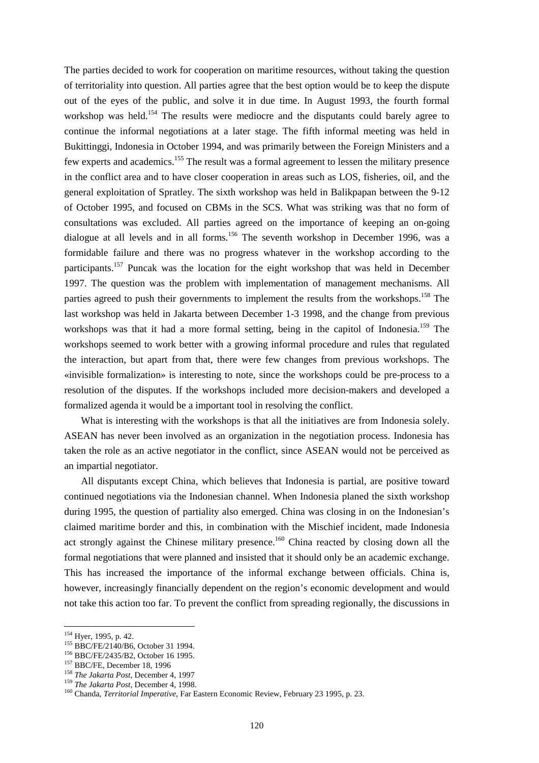The parties decided to work for cooperation on maritime resources, without taking the question of territoriality into question. All parties agree that the best option would be to keep the dispute out of the eyes of the public, and solve it in due time. In August 1993, the fourth formal workshop was held.[154] The results were mediocre and the disputants could barely agree to continue the informal negotiations at a later stage. The fifth informal meeting was held in Bukittinggi, Indonesia in October 1994, and was primarily between the Foreign Ministers and a few experts and academics.[155] The result was a formal agreement to lessen the military presence in the conflict area and to have closer cooperation in areas such as LOS, fisheries, oil, and the general exploitation of Spratley. The sixth workshop was held in Balikpapan between the 9-12 of October 1995, and focused on CBMs in the SCS. What was striking was that no form of consultations was excluded. All parties agreed on the importance of keeping an on-going dialogue at all levels and in all forms.[156] The seventh workshop in December 1996, was a formidable failure and there was no progress whatever in the workshop according to the participants.[157] Puncak was the location for the eight workshop that was held in December 1997. The question was the problem with implementation of management mechanisms. All parties agreed to push their governments to implement the results from the workshops.[158] The last workshop was held in Jakarta between December 1-3 1998, and the change from previous workshops was that it had a more formal setting, being in the capitol of Indonesia.[159] The workshops seemed to work better with a growing informal procedure and rules that regulated the interaction, but apart from that, there were few changes from previous workshops. The «invisible formalization» is interesting to note, since the workshops could be pre-process to a resolution of the disputes. If the workshops included more decision-makers and developed a formalized agenda it would be a important tool in resolving the conflict.

What is interesting with the workshops is that all the initiatives are from Indonesia solely. ASEAN has never been involved as an organization in the negotiation process. Indonesia has taken the role as an active negotiator in the conflict, since ASEAN would not be perceived as an impartial negotiator.

All disputants except China, which believes that Indonesia is partial, are positive toward continued negotiations via the Indonesian channel. When Indonesia planed the sixth workshop during 1995, the question of partiality also emerged. China was closing in on the Indonesian's claimed maritime border and this, in combination with the Mischief incident, made Indonesia act strongly against the Chinese military presence.[160] China reacted by closing down all the formal negotiations that were planned and insisted that it should only be an academic exchange. This has increased the importance of the informal exchange between officials. China is, however, increasingly financially dependent on the region's economic development and would not take this action too far. To prevent the conflict from spreading regionally, the discussions in

---

[154] Hyer, 1995, p. 42.
[155] BBC/FE/2140/B6, October 31 1994.
[156] BBC/FE/2435/B2, October 16 1995.
[157] BBC/FE, December 18, 1996
[158] *The Jakarta Post*, December 4, 1997
[159] *The Jakarta Post*, December 4, 1998.
[160] Chanda, *Territorial Imperative*, Far Eastern Economic Review, February 23 1995, p. 23.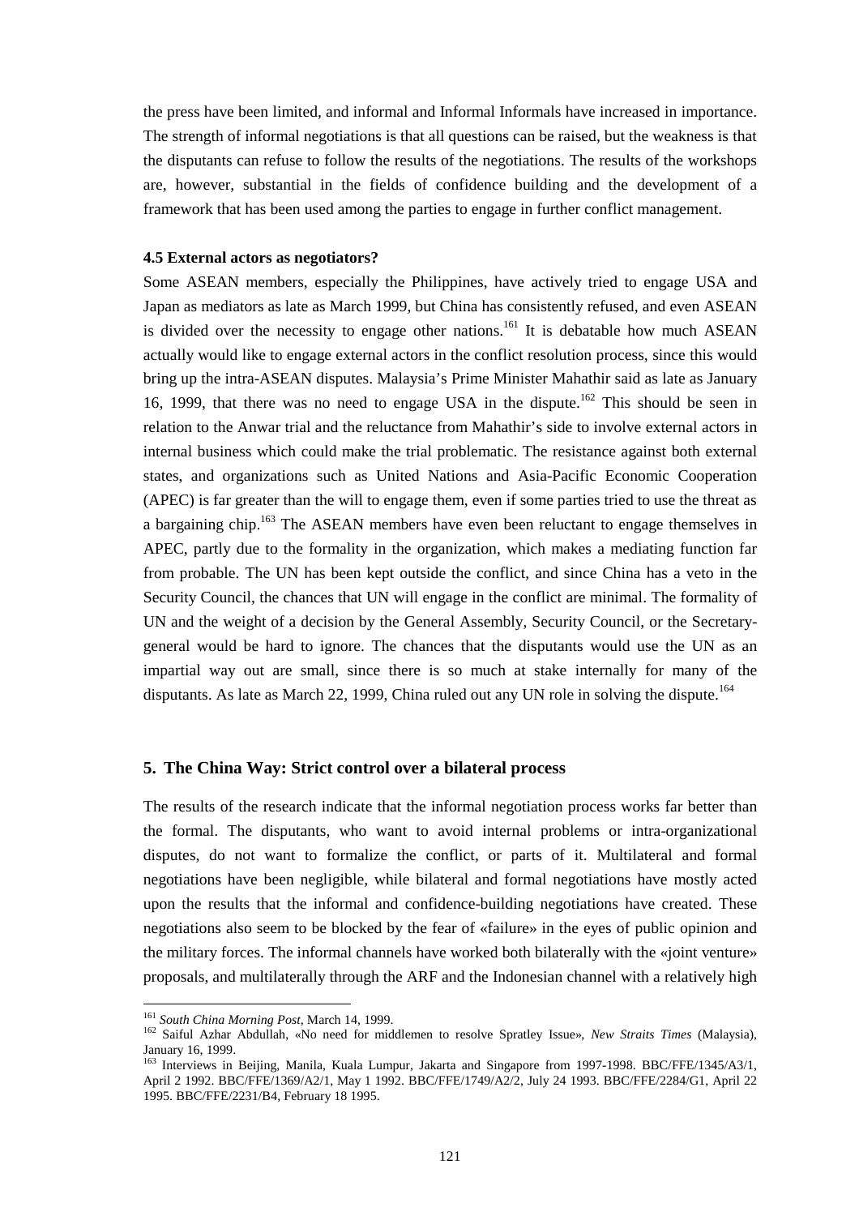the press have been limited, and informal and Informal Informals have increased in importance. The strength of informal negotiations is that all questions can be raised, but the weakness is that the disputants can refuse to follow the results of the negotiations. The results of the workshops are, however, substantial in the fields of confidence building and the development of a framework that has been used among the parties to engage in further conflict management.

#### 4.5 External actors as negotiators?

Some ASEAN members, especially the Philippines, have actively tried to engage USA and Japan as mediators as late as March 1999, but China has consistently refused, and even ASEAN is divided over the necessity to engage other nations.[161] It is debatable how much ASEAN actually would like to engage external actors in the conflict resolution process, since this would bring up the intra-ASEAN disputes. Malaysia's Prime Minister Mahathir said as late as January 16, 1999, that there was no need to engage USA in the dispute.[162] This should be seen in relation to the Anwar trial and the reluctance from Mahathir's side to involve external actors in internal business which could make the trial problematic. The resistance against both external states, and organizations such as United Nations and Asia-Pacific Economic Cooperation (APEC) is far greater than the will to engage them, even if some parties tried to use the threat as a bargaining chip.[163] The ASEAN members have even been reluctant to engage themselves in APEC, partly due to the formality in the organization, which makes a mediating function far from probable. The UN has been kept outside the conflict, and since China has a veto in the Security Council, the chances that UN will engage in the conflict are minimal. The formality of UN and the weight of a decision by the General Assembly, Security Council, or the Secretary-general would be hard to ignore. The chances that the disputants would use the UN as an impartial way out are small, since there is so much at stake internally for many of the disputants. As late as March 22, 1999, China ruled out any UN role in solving the dispute.[164]

### 5. The China Way: Strict control over a bilateral process

The results of the research indicate that the informal negotiation process works far better than the formal. The disputants, who want to avoid internal problems or intra-organizational disputes, do not want to formalize the conflict, or parts of it. Multilateral and formal negotiations have been negligible, while bilateral and formal negotiations have mostly acted upon the results that the informal and confidence-building negotiations have created. These negotiations also seem to be blocked by the fear of «failure» in the eyes of public opinion and the military forces. The informal channels have worked both bilaterally with the «joint venture» proposals, and multilaterally through the ARF and the Indonesian channel with a relatively high

---

[161] *South China Morning Post*, March 14, 1999.

[162] Saiful Azhar Abdullah, «No need for middlemen to resolve Spratley Issue», *New Straits Times* (Malaysia), January 16, 1999.

[163] Interviews in Beijing, Manila, Kuala Lumpur, Jakarta and Singapore from 1997-1998. BBC/FFE/1345/A3/1, April 2 1992. BBC/FFE/1369/A2/1, May 1 1992. BBC/FFE/1749/A2/2, July 24 1993. BBC/FFE/2284/G1, April 22 1995. BBC/FFE/2231/B4, February 18 1995.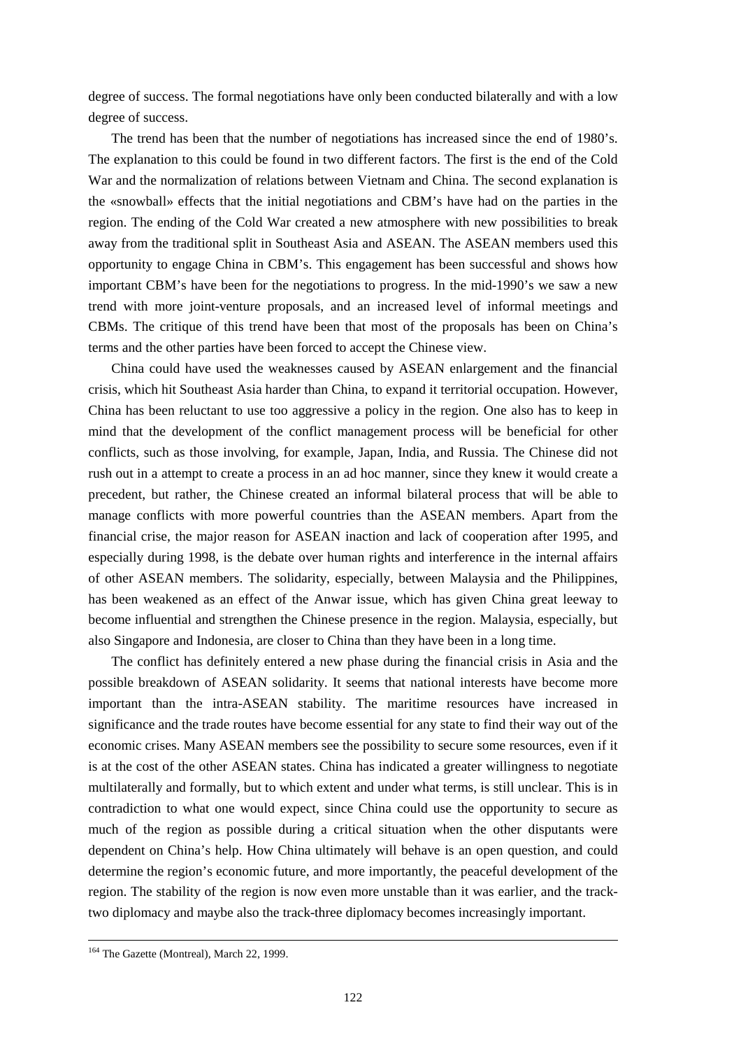degree of success. The formal negotiations have only been conducted bilaterally and with a low degree of success.

The trend has been that the number of negotiations has increased since the end of 1980's. The explanation to this could be found in two different factors. The first is the end of the Cold War and the normalization of relations between Vietnam and China. The second explanation is the «snowball» effects that the initial negotiations and CBM's have had on the parties in the region. The ending of the Cold War created a new atmosphere with new possibilities to break away from the traditional split in Southeast Asia and ASEAN. The ASEAN members used this opportunity to engage China in CBM's. This engagement has been successful and shows how important CBM's have been for the negotiations to progress. In the mid-1990's we saw a new trend with more joint-venture proposals, and an increased level of informal meetings and CBMs. The critique of this trend have been that most of the proposals has been on China's terms and the other parties have been forced to accept the Chinese view.

China could have used the weaknesses caused by ASEAN enlargement and the financial crisis, which hit Southeast Asia harder than China, to expand it territorial occupation. However, China has been reluctant to use too aggressive a policy in the region. One also has to keep in mind that the development of the conflict management process will be beneficial for other conflicts, such as those involving, for example, Japan, India, and Russia. The Chinese did not rush out in a attempt to create a process in an ad hoc manner, since they knew it would create a precedent, but rather, the Chinese created an informal bilateral process that will be able to manage conflicts with more powerful countries than the ASEAN members. Apart from the financial crise, the major reason for ASEAN inaction and lack of cooperation after 1995, and especially during 1998, is the debate over human rights and interference in the internal affairs of other ASEAN members. The solidarity, especially, between Malaysia and the Philippines, has been weakened as an effect of the Anwar issue, which has given China great leeway to become influential and strengthen the Chinese presence in the region. Malaysia, especially, but also Singapore and Indonesia, are closer to China than they have been in a long time.

The conflict has definitely entered a new phase during the financial crisis in Asia and the possible breakdown of ASEAN solidarity. It seems that national interests have become more important than the intra-ASEAN stability. The maritime resources have increased in significance and the trade routes have become essential for any state to find their way out of the economic crises. Many ASEAN members see the possibility to secure some resources, even if it is at the cost of the other ASEAN states. China has indicated a greater willingness to negotiate multilaterally and formally, but to which extent and under what terms, is still unclear. This is in contradiction to what one would expect, since China could use the opportunity to secure as much of the region as possible during a critical situation when the other disputants were dependent on China's help. How China ultimately will behave is an open question, and could determine the region's economic future, and more importantly, the peaceful development of the region. The stability of the region is now even more unstable than it was earlier, and the track-two diplomacy and maybe also the track-three diplomacy becomes increasingly important.

[164] The Gazette (Montreal), March 22, 1999.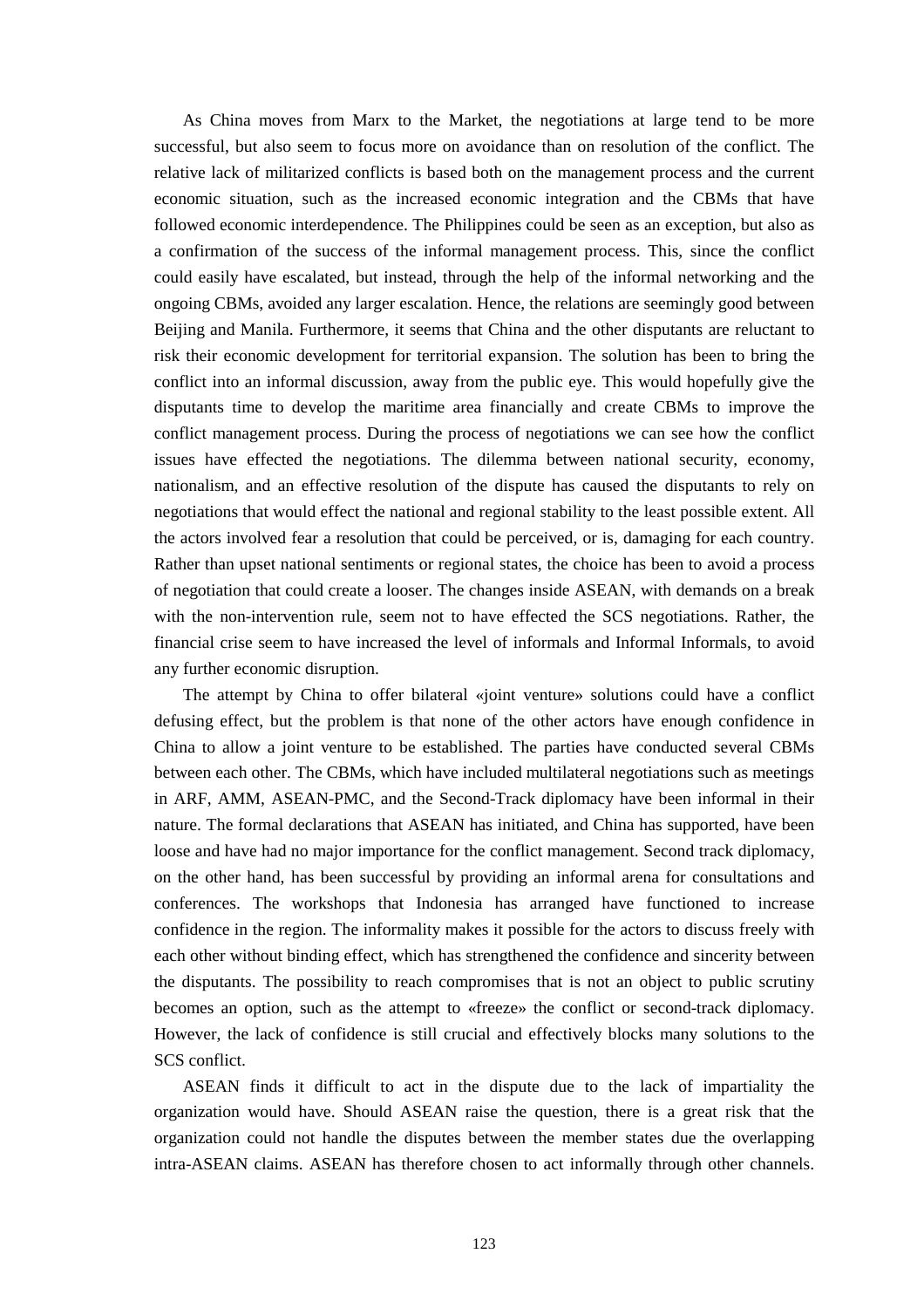As China moves from Marx to the Market, the negotiations at large tend to be more successful, but also seem to focus more on avoidance than on resolution of the conflict. The relative lack of militarized conflicts is based both on the management process and the current economic situation, such as the increased economic integration and the CBMs that have followed economic interdependence. The Philippines could be seen as an exception, but also as a confirmation of the success of the informal management process. This, since the conflict could easily have escalated, but instead, through the help of the informal networking and the ongoing CBMs, avoided any larger escalation. Hence, the relations are seemingly good between Beijing and Manila. Furthermore, it seems that China and the other disputants are reluctant to risk their economic development for territorial expansion. The solution has been to bring the conflict into an informal discussion, away from the public eye. This would hopefully give the disputants time to develop the maritime area financially and create CBMs to improve the conflict management process. During the process of negotiations we can see how the conflict issues have effected the negotiations. The dilemma between national security, economy, nationalism, and an effective resolution of the dispute has caused the disputants to rely on negotiations that would effect the national and regional stability to the least possible extent. All the actors involved fear a resolution that could be perceived, or is, damaging for each country. Rather than upset national sentiments or regional states, the choice has been to avoid a process of negotiation that could create a looser. The changes inside ASEAN, with demands on a break with the non-intervention rule, seem not to have effected the SCS negotiations. Rather, the financial crise seem to have increased the level of informals and Informal Informals, to avoid any further economic disruption.

The attempt by China to offer bilateral «joint venture» solutions could have a conflict defusing effect, but the problem is that none of the other actors have enough confidence in China to allow a joint venture to be established. The parties have conducted several CBMs between each other. The CBMs, which have included multilateral negotiations such as meetings in ARF, AMM, ASEAN-PMC, and the Second-Track diplomacy have been informal in their nature. The formal declarations that ASEAN has initiated, and China has supported, have been loose and have had no major importance for the conflict management. Second track diplomacy, on the other hand, has been successful by providing an informal arena for consultations and conferences. The workshops that Indonesia has arranged have functioned to increase confidence in the region. The informality makes it possible for the actors to discuss freely with each other without binding effect, which has strengthened the confidence and sincerity between the disputants. The possibility to reach compromises that is not an object to public scrutiny becomes an option, such as the attempt to «freeze» the conflict or second-track diplomacy. However, the lack of confidence is still crucial and effectively blocks many solutions to the SCS conflict.

ASEAN finds it difficult to act in the dispute due to the lack of impartiality the organization would have. Should ASEAN raise the question, there is a great risk that the organization could not handle the disputes between the member states due the overlapping intra-ASEAN claims. ASEAN has therefore chosen to act informally through other channels.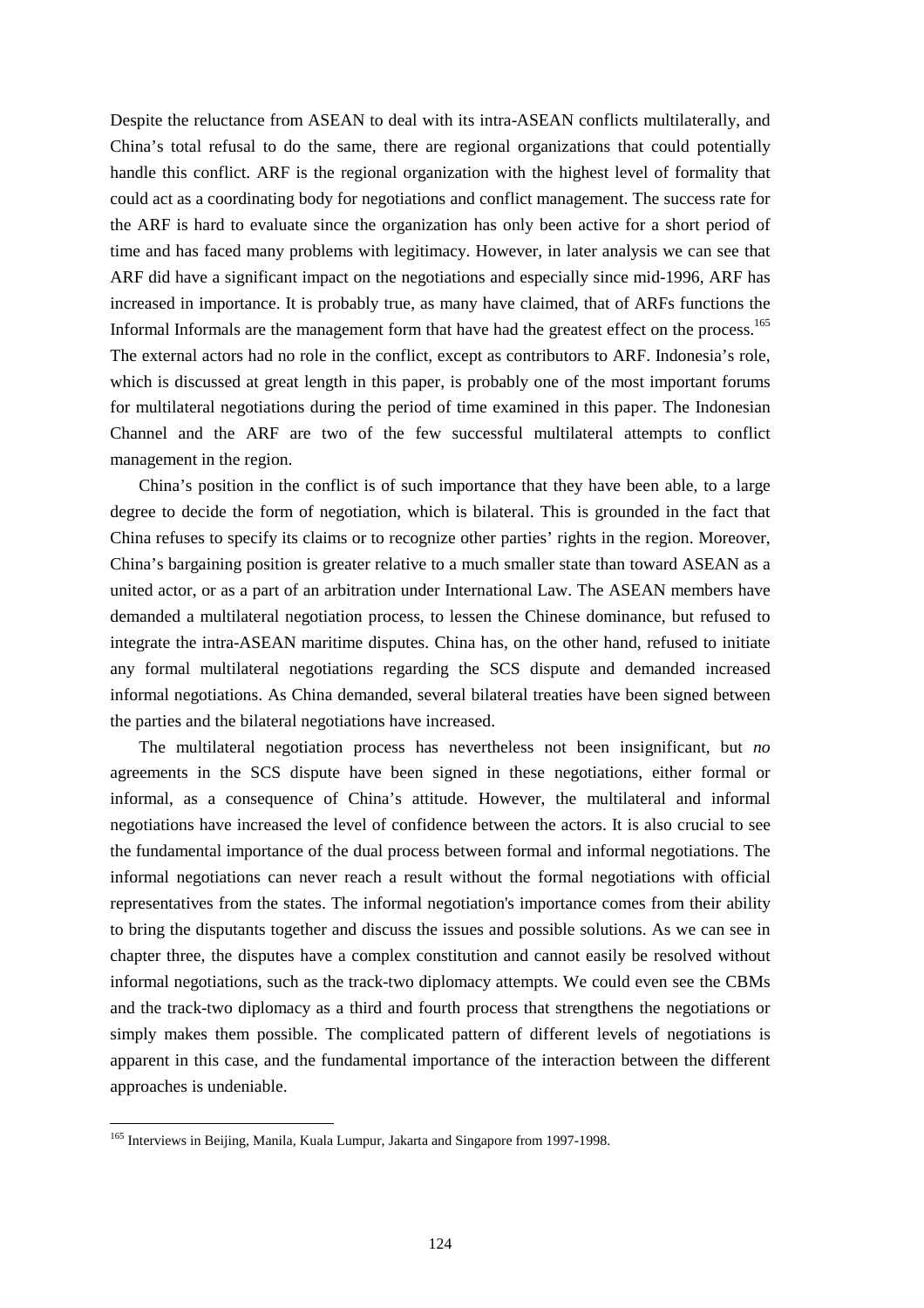Despite the reluctance from ASEAN to deal with its intra-ASEAN conflicts multilaterally, and China's total refusal to do the same, there are regional organizations that could potentially handle this conflict. ARF is the regional organization with the highest level of formality that could act as a coordinating body for negotiations and conflict management. The success rate for the ARF is hard to evaluate since the organization has only been active for a short period of time and has faced many problems with legitimacy. However, in later analysis we can see that ARF did have a significant impact on the negotiations and especially since mid-1996, ARF has increased in importance. It is probably true, as many have claimed, that of ARFs functions the Informal Informals are the management form that have had the greatest effect on the process.[165] The external actors had no role in the conflict, except as contributors to ARF. Indonesia's role, which is discussed at great length in this paper, is probably one of the most important forums for multilateral negotiations during the period of time examined in this paper. The Indonesian Channel and the ARF are two of the few successful multilateral attempts to conflict management in the region.

China's position in the conflict is of such importance that they have been able, to a large degree to decide the form of negotiation, which is bilateral. This is grounded in the fact that China refuses to specify its claims or to recognize other parties' rights in the region. Moreover, China's bargaining position is greater relative to a much smaller state than toward ASEAN as a united actor, or as a part of an arbitration under International Law. The ASEAN members have demanded a multilateral negotiation process, to lessen the Chinese dominance, but refused to integrate the intra-ASEAN maritime disputes. China has, on the other hand, refused to initiate any formal multilateral negotiations regarding the SCS dispute and demanded increased informal negotiations. As China demanded, several bilateral treaties have been signed between the parties and the bilateral negotiations have increased.

The multilateral negotiation process has nevertheless not been insignificant, but *no* agreements in the SCS dispute have been signed in these negotiations, either formal or informal, as a consequence of China's attitude. However, the multilateral and informal negotiations have increased the level of confidence between the actors. It is also crucial to see the fundamental importance of the dual process between formal and informal negotiations. The informal negotiations can never reach a result without the formal negotiations with official representatives from the states. The informal negotiation's importance comes from their ability to bring the disputants together and discuss the issues and possible solutions. As we can see in chapter three, the disputes have a complex constitution and cannot easily be resolved without informal negotiations, such as the track-two diplomacy attempts. We could even see the CBMs and the track-two diplomacy as a third and fourth process that strengthens the negotiations or simply makes them possible. The complicated pattern of different levels of negotiations is apparent in this case, and the fundamental importance of the interaction between the different approaches is undeniable.

[165] Interviews in Beijing, Manila, Kuala Lumpur, Jakarta and Singapore from 1997-1998.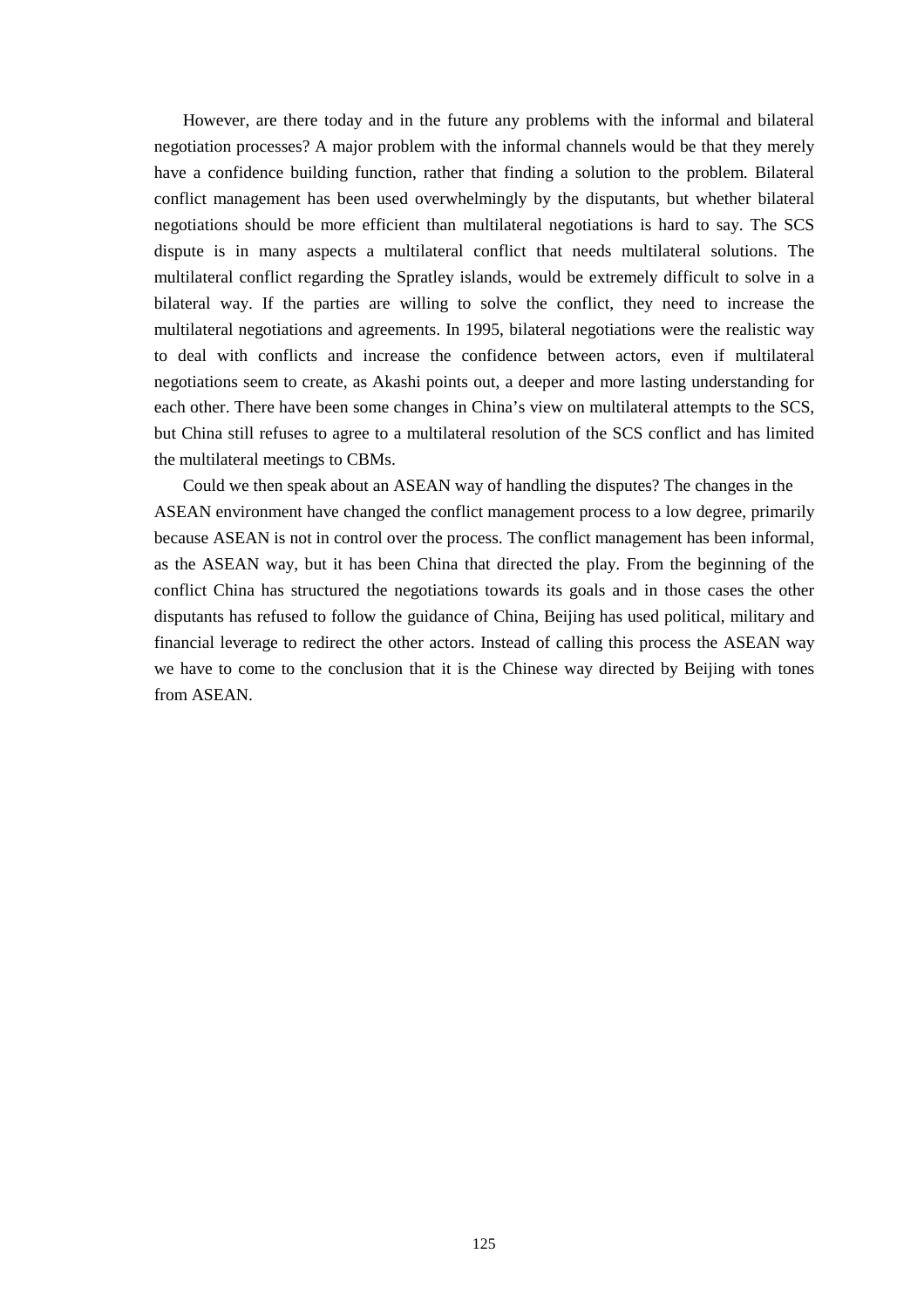However, are there today and in the future any problems with the informal and bilateral negotiation processes? A major problem with the informal channels would be that they merely have a confidence building function, rather that finding a solution to the problem. Bilateral conflict management has been used overwhelmingly by the disputants, but whether bilateral negotiations should be more efficient than multilateral negotiations is hard to say. The SCS dispute is in many aspects a multilateral conflict that needs multilateral solutions. The multilateral conflict regarding the Spratley islands, would be extremely difficult to solve in a bilateral way. If the parties are willing to solve the conflict, they need to increase the multilateral negotiations and agreements. In 1995, bilateral negotiations were the realistic way to deal with conflicts and increase the confidence between actors, even if multilateral negotiations seem to create, as Akashi points out, a deeper and more lasting understanding for each other. There have been some changes in China's view on multilateral attempts to the SCS, but China still refuses to agree to a multilateral resolution of the SCS conflict and has limited the multilateral meetings to CBMs.

Could we then speak about an ASEAN way of handling the disputes? The changes in the ASEAN environment have changed the conflict management process to a low degree, primarily because ASEAN is not in control over the process. The conflict management has been informal, as the ASEAN way, but it has been China that directed the play. From the beginning of the conflict China has structured the negotiations towards its goals and in those cases the other disputants has refused to follow the guidance of China, Beijing has used political, military and financial leverage to redirect the other actors. Instead of calling this process the ASEAN way we have to come to the conclusion that it is the Chinese way directed by Beijing with tones from ASEAN.